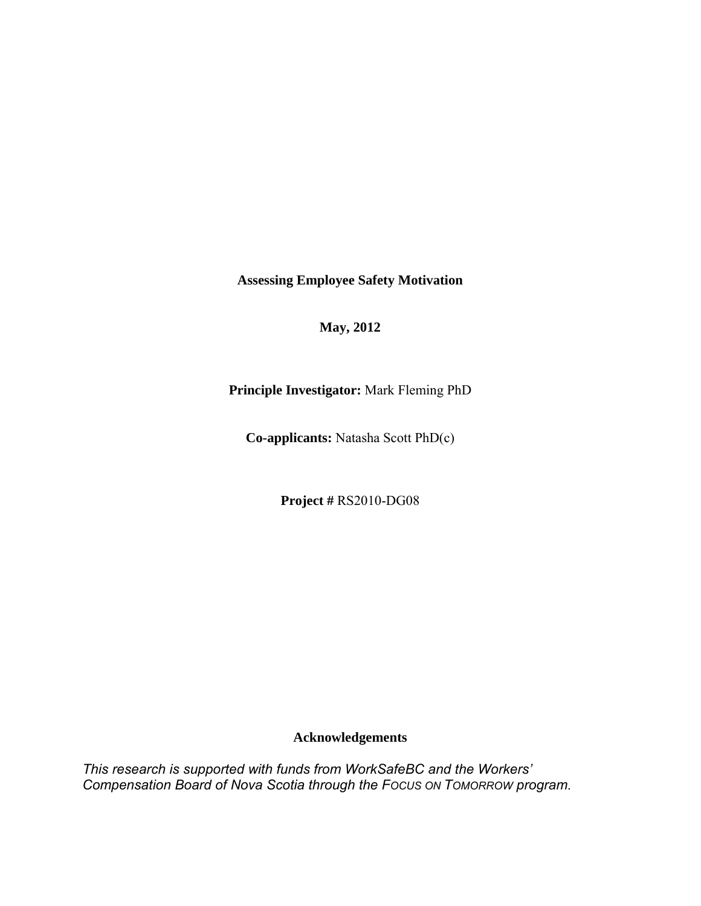# Assessing Employee Safety Motivation

**May, 2012**

**Principle Investigator:** Mark Fleming PhD

**Co-applicants:** Natasha Scott PhD(c)

**Project #** RS2010-DG08

## Acknowledgements

*This research is supported with funds from WorkSafeBC and the Workers' Compensation Board of Nova Scotia through the FOCUS ON TOMORROW program.*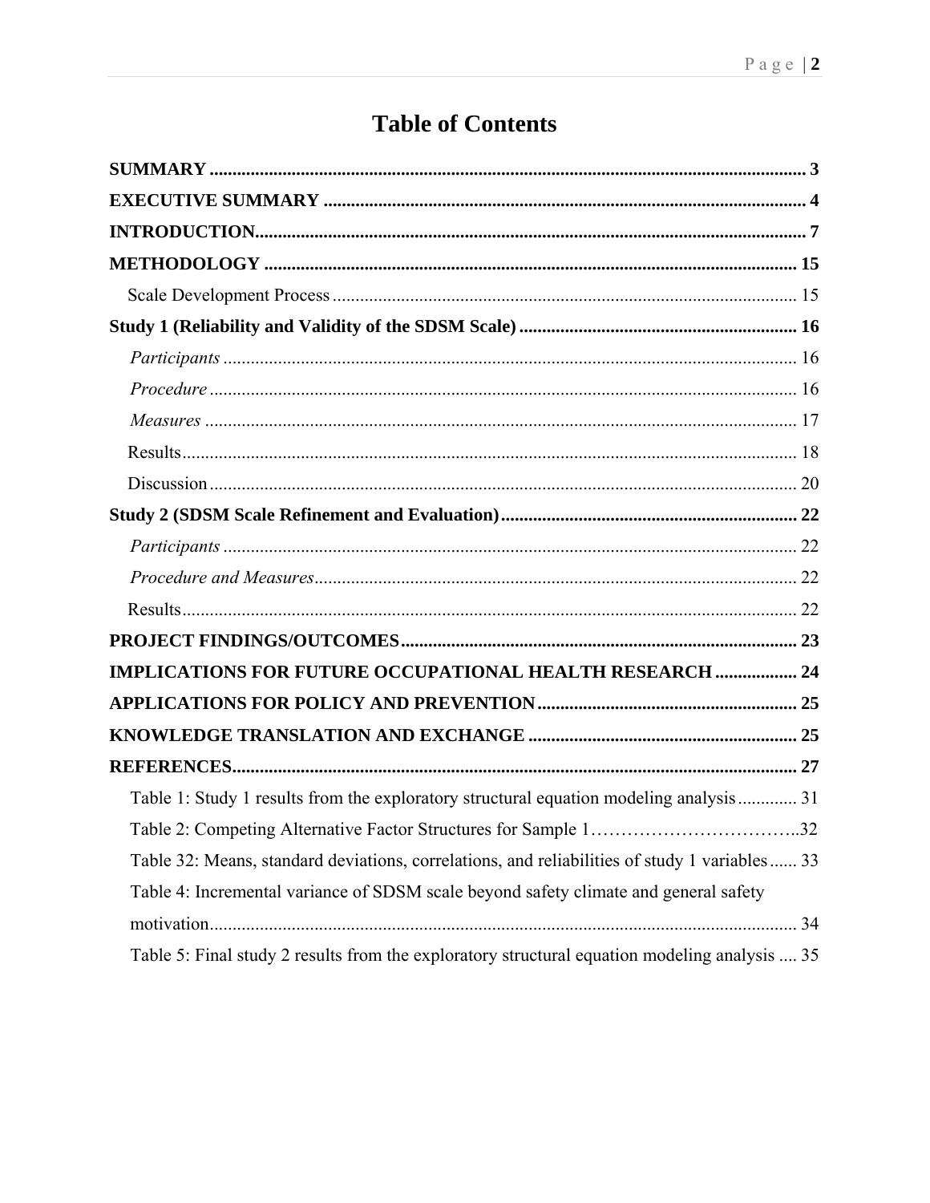# Table of Contents

**SUMMARY** ........................................................................................................................ 3

**EXECUTIVE SUMMARY** ................................................................................................ 4

**INTRODUCTION** ............................................................................................................... 7

**METHODOLOGY** ............................................................................................................ 15

Scale Development Process ............................................................................................ 15

**Study 1 (Reliability and Validity of the SDSM Scale)** ................................................... 16

*Participants* ................................................................................................................... 16

*Procedure* ...................................................................................................................... 16

*Measures* ....................................................................................................................... 17

Results ............................................................................................................................. 18

Discussion ....................................................................................................................... 20

**Study 2 (SDSM Scale Refinement and Evaluation)** ....................................................... 22

*Participants* ................................................................................................................... 22

*Procedure and Measures* ............................................................................................... 22

Results ............................................................................................................................. 22

**PROJECT FINDINGS/OUTCOMES** ............................................................................ 23

**IMPLICATIONS FOR FUTURE OCCUPATIONAL HEALTH RESEARCH** ................. 24

**APPLICATIONS FOR POLICY AND PREVENTION** ............................................... 25

**KNOWLEDGE TRANSLATION AND EXCHANGE** .................................................. 25

**REFERENCES** ................................................................................................................. 27

Table 1: Study 1 results from the exploratory structural equation modeling analysis ............. 31

Table 2: Competing Alternative Factor Structures for Sample 1……………………………..32

Table 32: Means, standard deviations, correlations, and reliabilities of study 1 variables ...... 33

Table 4: Incremental variance of SDSM scale beyond safety climate and general safety motivation ................................................................................................................. 34

Table 5: Final study 2 results from the exploratory structural equation modeling analysis .... 35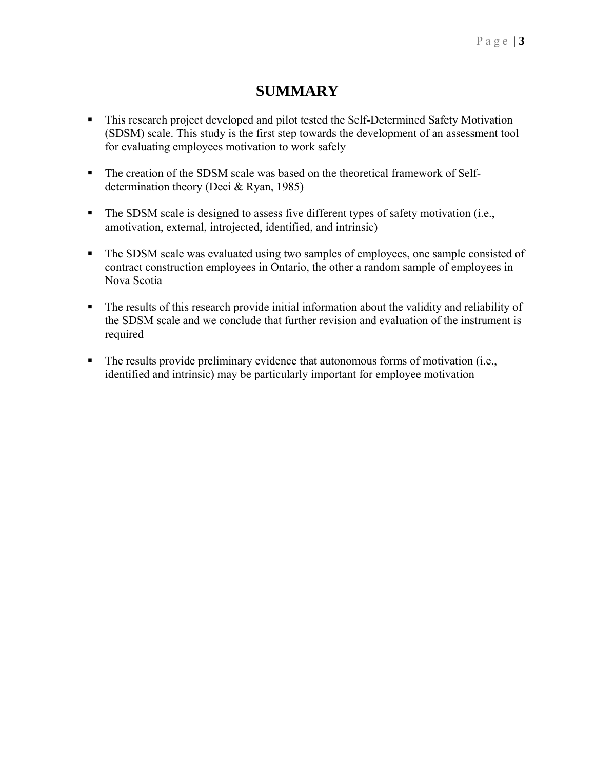# SUMMARY

- This research project developed and pilot tested the Self-Determined Safety Motivation (SDSM) scale. This study is the first step towards the development of an assessment tool for evaluating employees motivation to work safely

- The creation of the SDSM scale was based on the theoretical framework of Self-determination theory (Deci & Ryan, 1985)

- The SDSM scale is designed to assess five different types of safety motivation (i.e., amotivation, external, introjected, identified, and intrinsic)

- The SDSM scale was evaluated using two samples of employees, one sample consisted of contract construction employees in Ontario, the other a random sample of employees in Nova Scotia

- The results of this research provide initial information about the validity and reliability of the SDSM scale and we conclude that further revision and evaluation of the instrument is required

- The results provide preliminary evidence that autonomous forms of motivation (i.e., identified and intrinsic) may be particularly important for employee motivation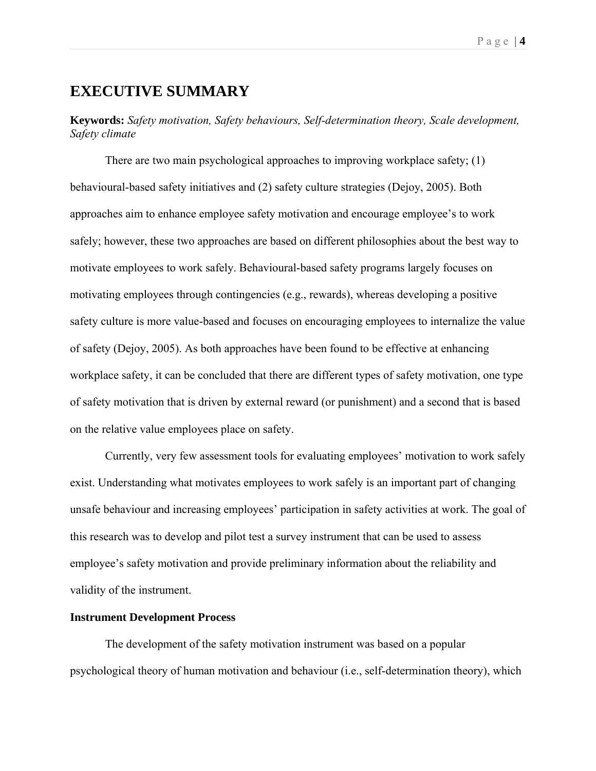# EXECUTIVE SUMMARY

**Keywords:** *Safety motivation, Safety behaviours, Self-determination theory, Scale development, Safety climate*

There are two main psychological approaches to improving workplace safety; (1) behavioural-based safety initiatives and (2) safety culture strategies (Dejoy, 2005). Both approaches aim to enhance employee safety motivation and encourage employee's to work safely; however, these two approaches are based on different philosophies about the best way to motivate employees to work safely. Behavioural-based safety programs largely focuses on motivating employees through contingencies (e.g., rewards), whereas developing a positive safety culture is more value-based and focuses on encouraging employees to internalize the value of safety (Dejoy, 2005). As both approaches have been found to be effective at enhancing workplace safety, it can be concluded that there are different types of safety motivation, one type of safety motivation that is driven by external reward (or punishment) and a second that is based on the relative value employees place on safety.

Currently, very few assessment tools for evaluating employees' motivation to work safely exist. Understanding what motivates employees to work safely is an important part of changing unsafe behaviour and increasing employees' participation in safety activities at work. The goal of this research was to develop and pilot test a survey instrument that can be used to assess employee's safety motivation and provide preliminary information about the reliability and validity of the instrument.

**Instrument Development Process**

The development of the safety motivation instrument was based on a popular psychological theory of human motivation and behaviour (i.e., self-determination theory), which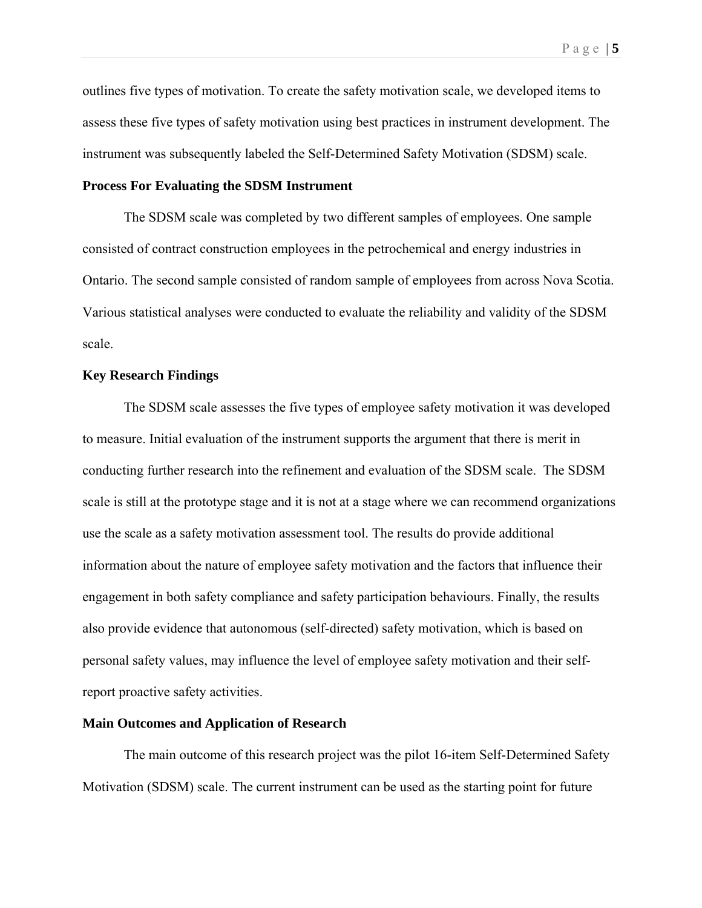outlines five types of motivation. To create the safety motivation scale, we developed items to assess these five types of safety motivation using best practices in instrument development. The instrument was subsequently labeled the Self-Determined Safety Motivation (SDSM) scale.

**Process For Evaluating the SDSM Instrument**

The SDSM scale was completed by two different samples of employees. One sample consisted of contract construction employees in the petrochemical and energy industries in Ontario. The second sample consisted of random sample of employees from across Nova Scotia. Various statistical analyses were conducted to evaluate the reliability and validity of the SDSM scale.

**Key Research Findings**

The SDSM scale assesses the five types of employee safety motivation it was developed to measure. Initial evaluation of the instrument supports the argument that there is merit in conducting further research into the refinement and evaluation of the SDSM scale. The SDSM scale is still at the prototype stage and it is not at a stage where we can recommend organizations use the scale as a safety motivation assessment tool. The results do provide additional information about the nature of employee safety motivation and the factors that influence their engagement in both safety compliance and safety participation behaviours. Finally, the results also provide evidence that autonomous (self-directed) safety motivation, which is based on personal safety values, may influence the level of employee safety motivation and their self-report proactive safety activities.

**Main Outcomes and Application of Research**

The main outcome of this research project was the pilot 16-item Self-Determined Safety Motivation (SDSM) scale. The current instrument can be used as the starting point for future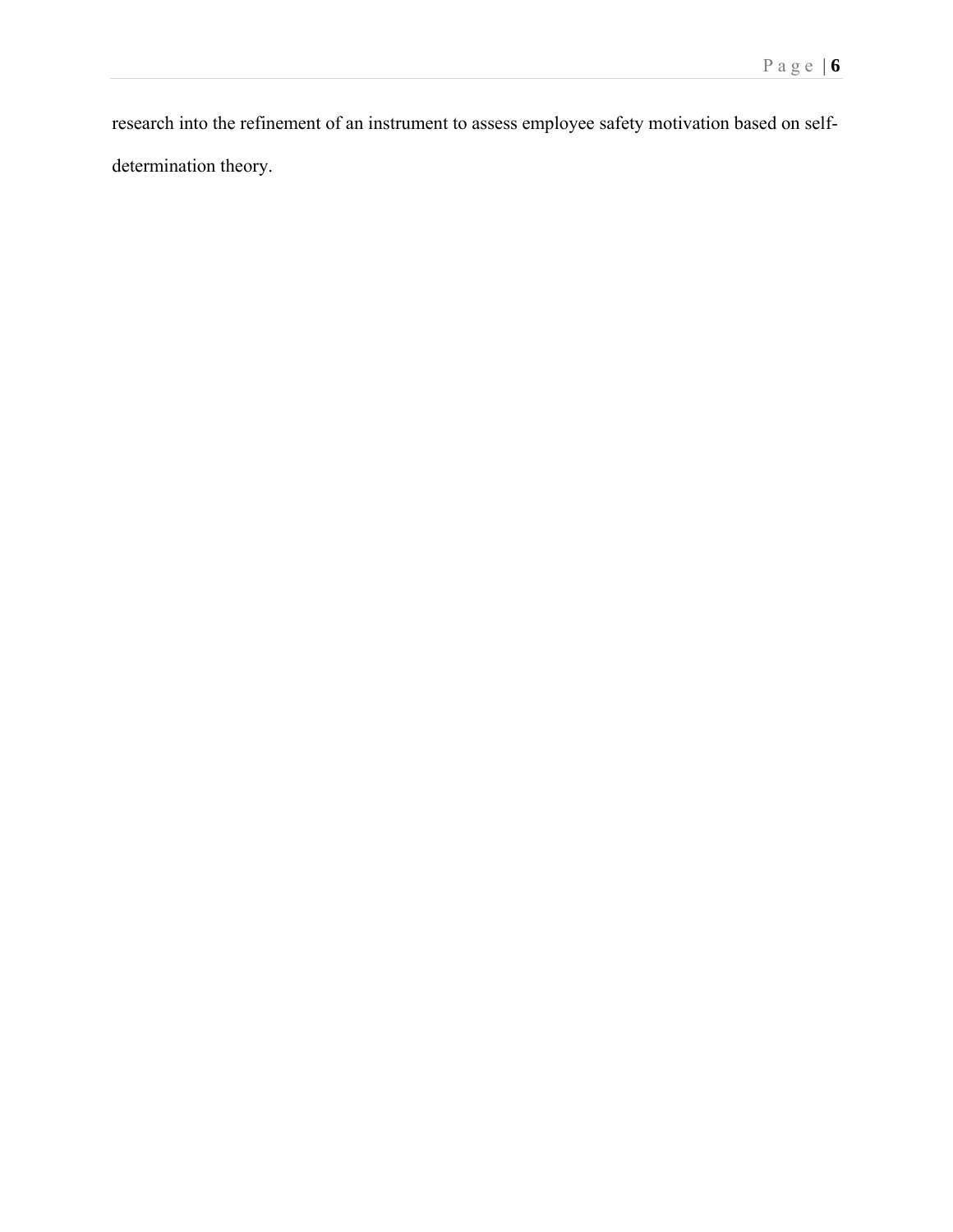research into the refinement of an instrument to assess employee safety motivation based on self-determination theory.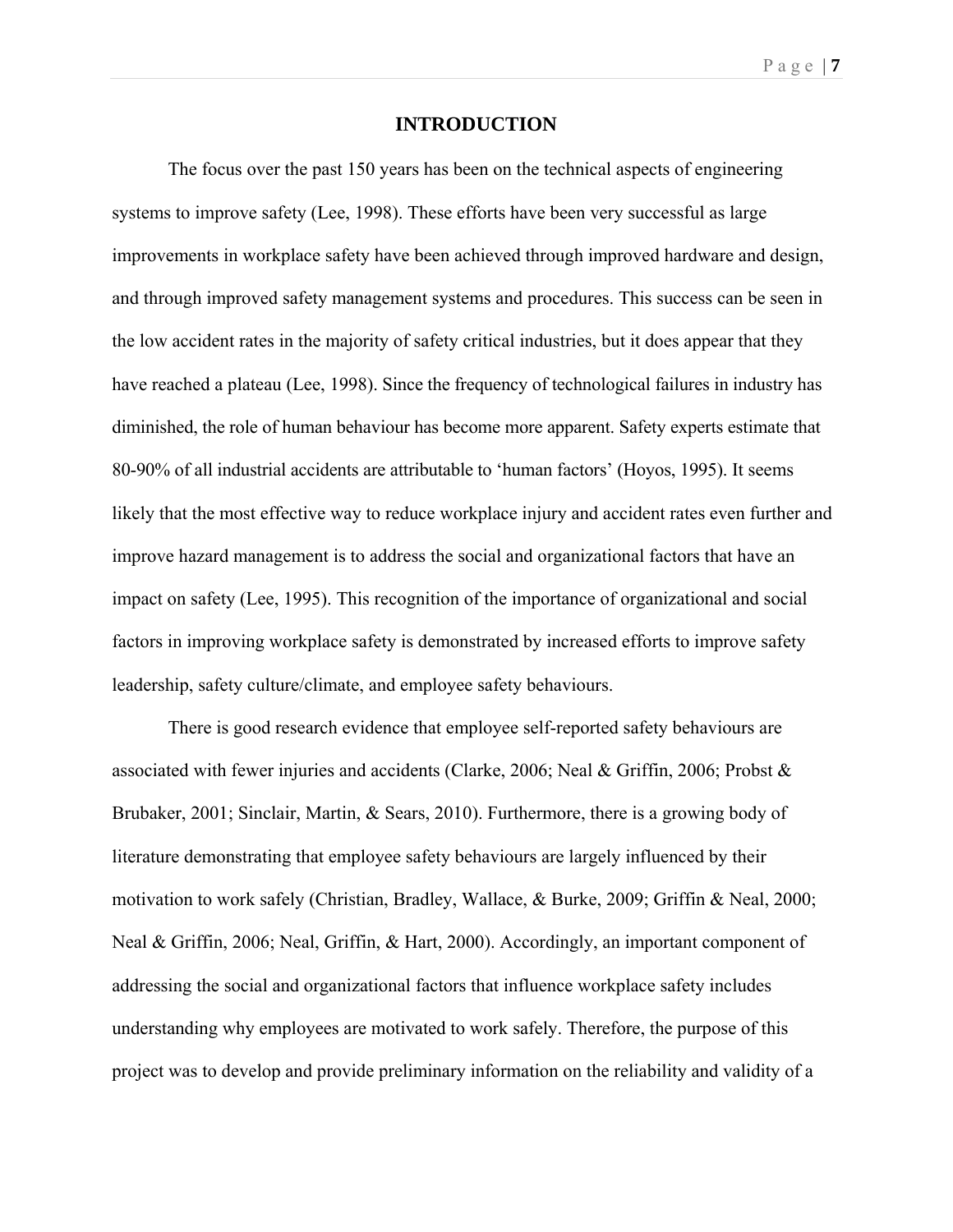# INTRODUCTION

The focus over the past 150 years has been on the technical aspects of engineering systems to improve safety (Lee, 1998). These efforts have been very successful as large improvements in workplace safety have been achieved through improved hardware and design, and through improved safety management systems and procedures. This success can be seen in the low accident rates in the majority of safety critical industries, but it does appear that they have reached a plateau (Lee, 1998). Since the frequency of technological failures in industry has diminished, the role of human behaviour has become more apparent. Safety experts estimate that 80-90% of all industrial accidents are attributable to 'human factors' (Hoyos, 1995). It seems likely that the most effective way to reduce workplace injury and accident rates even further and improve hazard management is to address the social and organizational factors that have an impact on safety (Lee, 1995). This recognition of the importance of organizational and social factors in improving workplace safety is demonstrated by increased efforts to improve safety leadership, safety culture/climate, and employee safety behaviours.

There is good research evidence that employee self-reported safety behaviours are associated with fewer injuries and accidents (Clarke, 2006; Neal & Griffin, 2006; Probst & Brubaker, 2001; Sinclair, Martin, & Sears, 2010). Furthermore, there is a growing body of literature demonstrating that employee safety behaviours are largely influenced by their motivation to work safely (Christian, Bradley, Wallace, & Burke, 2009; Griffin & Neal, 2000; Neal & Griffin, 2006; Neal, Griffin, & Hart, 2000). Accordingly, an important component of addressing the social and organizational factors that influence workplace safety includes understanding why employees are motivated to work safely. Therefore, the purpose of this project was to develop and provide preliminary information on the reliability and validity of a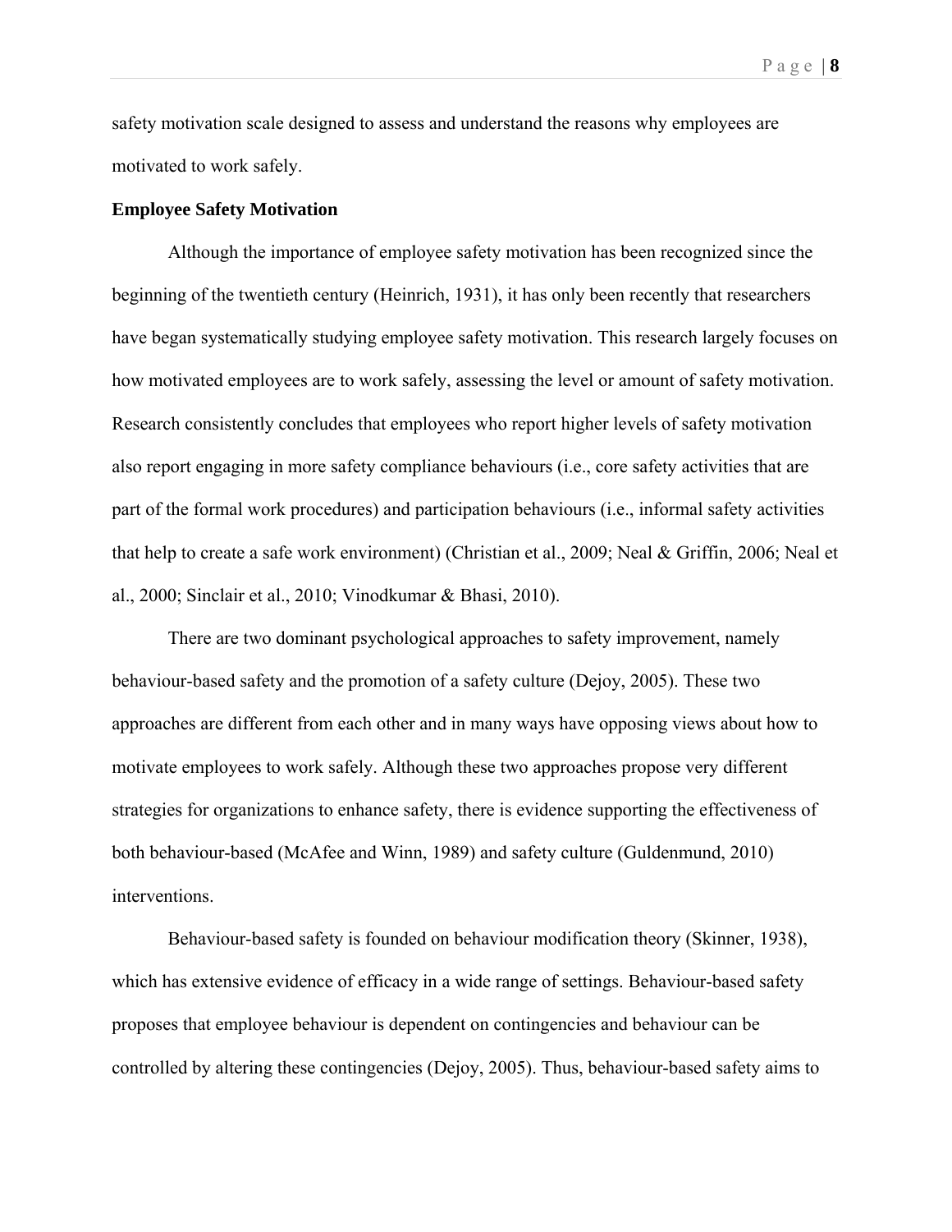safety motivation scale designed to assess and understand the reasons why employees are motivated to work safely.

**Employee Safety Motivation**

Although the importance of employee safety motivation has been recognized since the beginning of the twentieth century (Heinrich, 1931), it has only been recently that researchers have began systematically studying employee safety motivation. This research largely focuses on how motivated employees are to work safely, assessing the level or amount of safety motivation. Research consistently concludes that employees who report higher levels of safety motivation also report engaging in more safety compliance behaviours (i.e., core safety activities that are part of the formal work procedures) and participation behaviours (i.e., informal safety activities that help to create a safe work environment) (Christian et al., 2009; Neal & Griffin, 2006; Neal et al., 2000; Sinclair et al., 2010; Vinodkumar & Bhasi, 2010).

There are two dominant psychological approaches to safety improvement, namely behaviour-based safety and the promotion of a safety culture (Dejoy, 2005). These two approaches are different from each other and in many ways have opposing views about how to motivate employees to work safely. Although these two approaches propose very different strategies for organizations to enhance safety, there is evidence supporting the effectiveness of both behaviour-based (McAfee and Winn, 1989) and safety culture (Guldenmund, 2010) interventions.

Behaviour-based safety is founded on behaviour modification theory (Skinner, 1938), which has extensive evidence of efficacy in a wide range of settings. Behaviour-based safety proposes that employee behaviour is dependent on contingencies and behaviour can be controlled by altering these contingencies (Dejoy, 2005). Thus, behaviour-based safety aims to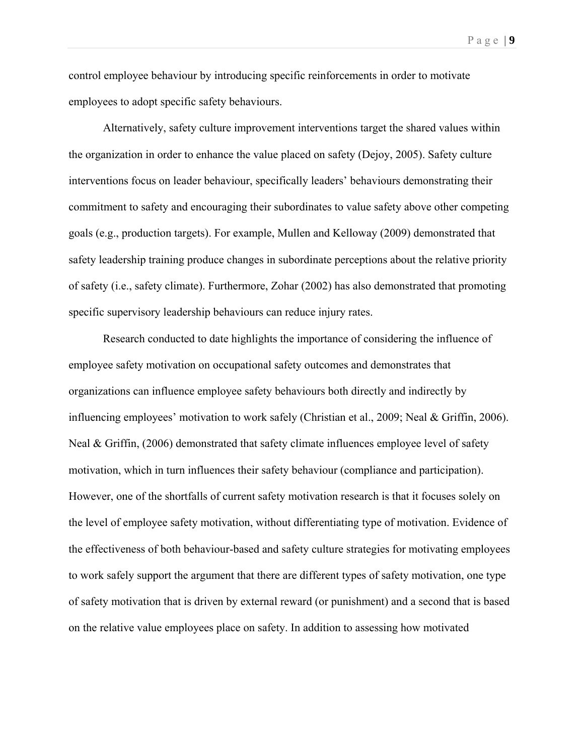control employee behaviour by introducing specific reinforcements in order to motivate employees to adopt specific safety behaviours.

Alternatively, safety culture improvement interventions target the shared values within the organization in order to enhance the value placed on safety (Dejoy, 2005). Safety culture interventions focus on leader behaviour, specifically leaders' behaviours demonstrating their commitment to safety and encouraging their subordinates to value safety above other competing goals (e.g., production targets). For example, Mullen and Kelloway (2009) demonstrated that safety leadership training produce changes in subordinate perceptions about the relative priority of safety (i.e., safety climate). Furthermore, Zohar (2002) has also demonstrated that promoting specific supervisory leadership behaviours can reduce injury rates.

Research conducted to date highlights the importance of considering the influence of employee safety motivation on occupational safety outcomes and demonstrates that organizations can influence employee safety behaviours both directly and indirectly by influencing employees' motivation to work safely (Christian et al., 2009; Neal & Griffin, 2006). Neal & Griffin, (2006) demonstrated that safety climate influences employee level of safety motivation, which in turn influences their safety behaviour (compliance and participation). However, one of the shortfalls of current safety motivation research is that it focuses solely on the level of employee safety motivation, without differentiating type of motivation. Evidence of the effectiveness of both behaviour-based and safety culture strategies for motivating employees to work safely support the argument that there are different types of safety motivation, one type of safety motivation that is driven by external reward (or punishment) and a second that is based on the relative value employees place on safety. In addition to assessing how motivated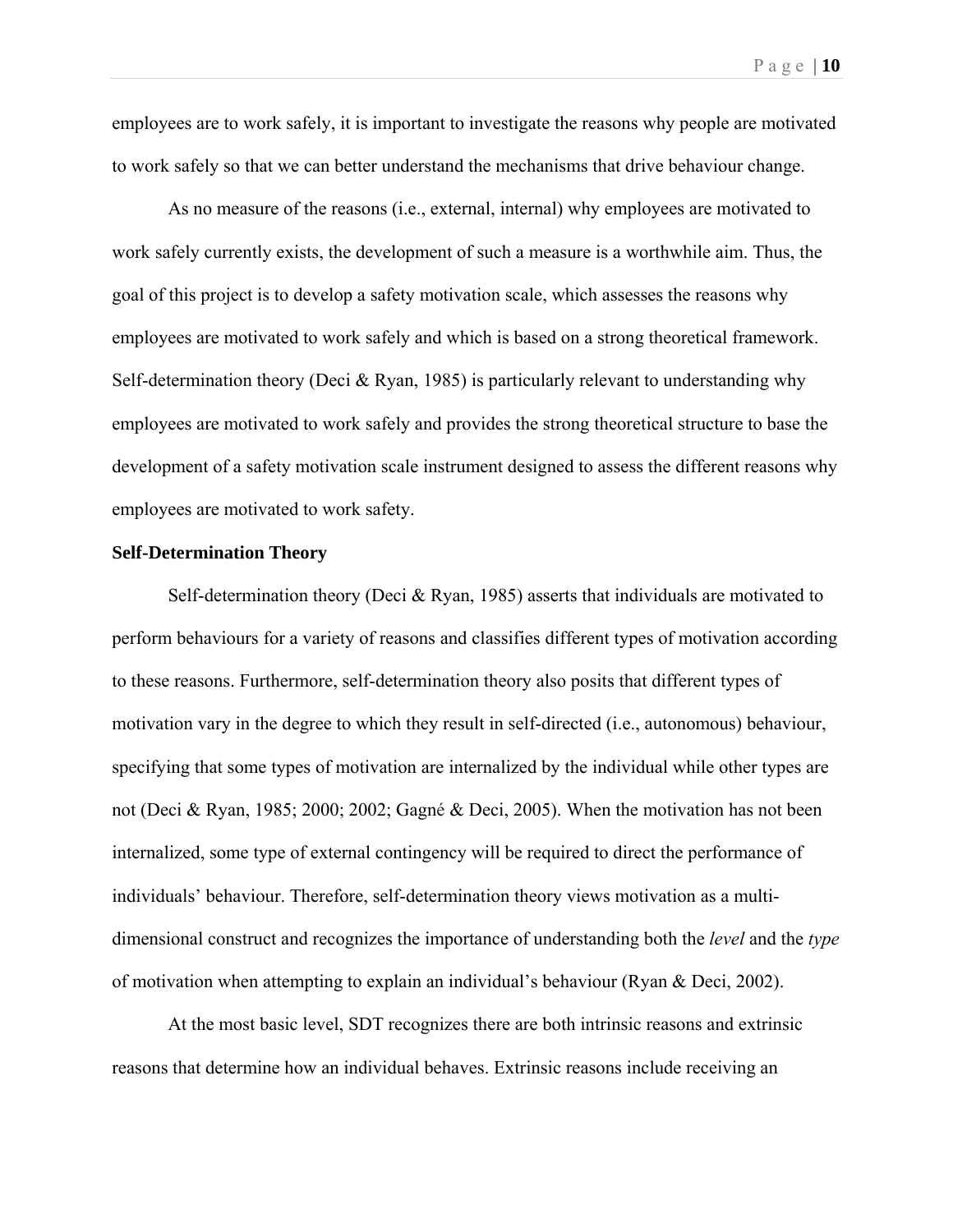employees are to work safely, it is important to investigate the reasons why people are motivated to work safely so that we can better understand the mechanisms that drive behaviour change.

As no measure of the reasons (i.e., external, internal) why employees are motivated to work safely currently exists, the development of such a measure is a worthwhile aim. Thus, the goal of this project is to develop a safety motivation scale, which assesses the reasons why employees are motivated to work safely and which is based on a strong theoretical framework. Self-determination theory (Deci & Ryan, 1985) is particularly relevant to understanding why employees are motivated to work safely and provides the strong theoretical structure to base the development of a safety motivation scale instrument designed to assess the different reasons why employees are motivated to work safety.

### Self-Determination Theory

Self-determination theory (Deci & Ryan, 1985) asserts that individuals are motivated to perform behaviours for a variety of reasons and classifies different types of motivation according to these reasons. Furthermore, self-determination theory also posits that different types of motivation vary in the degree to which they result in self-directed (i.e., autonomous) behaviour, specifying that some types of motivation are internalized by the individual while other types are not (Deci & Ryan, 1985; 2000; 2002; Gagné & Deci, 2005). When the motivation has not been internalized, some type of external contingency will be required to direct the performance of individuals' behaviour. Therefore, self-determination theory views motivation as a multi-dimensional construct and recognizes the importance of understanding both the *level* and the *type* of motivation when attempting to explain an individual's behaviour (Ryan & Deci, 2002).

At the most basic level, SDT recognizes there are both intrinsic reasons and extrinsic reasons that determine how an individual behaves. Extrinsic reasons include receiving an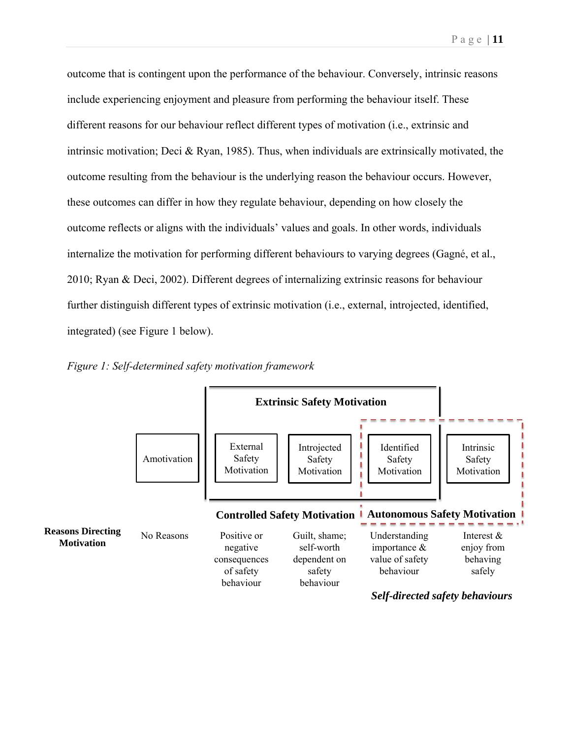outcome that is contingent upon the performance of the behaviour. Conversely, intrinsic reasons include experiencing enjoyment and pleasure from performing the behaviour itself. These different reasons for our behaviour reflect different types of motivation (i.e., extrinsic and intrinsic motivation; Deci & Ryan, 1985). Thus, when individuals are extrinsically motivated, the outcome resulting from the behaviour is the underlying reason the behaviour occurs. However, these outcomes can differ in how they regulate behaviour, depending on how closely the outcome reflects or aligns with the individuals' values and goals. In other words, individuals internalize the motivation for performing different behaviours to varying degrees (Gagné, et al., 2010; Ryan & Deci, 2002). Different degrees of internalizing extrinsic reasons for behaviour further distinguish different types of extrinsic motivation (i.e., external, introjected, identified, integrated) (see Figure 1 below).

*Figure 1: Self-determined safety motivation framework*

| | | **Extrinsic Safety Motivation** | | | |
|---|---|---|---|---|---|
| | Amotivation | External Safety Motivation | Introjected Safety Motivation | Identified Safety Motivation | Intrinsic Safety Motivation |
| | | **Controlled Safety Motivation** | | **Autonomous Safety Motivation** | |
| **Reasons Directing Motivation** | No Reasons | Positive or negative consequences of safety behaviour | Guilt, shame; self-worth dependent on safety behaviour | Understanding importance & value of safety behaviour | Interest & enjoy from behaving safely |
| | | | | ***Self-directed safety behaviours*** | |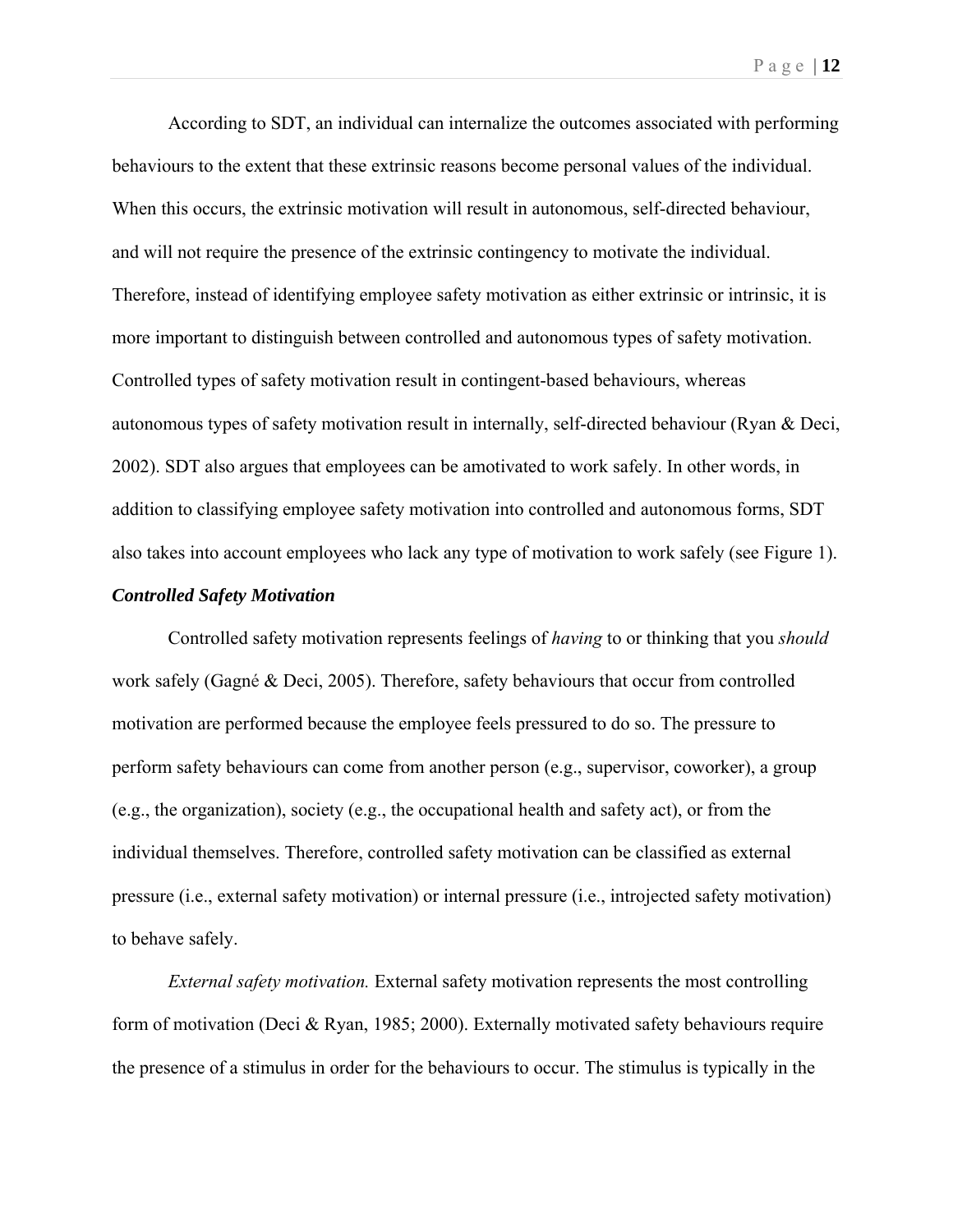According to SDT, an individual can internalize the outcomes associated with performing behaviours to the extent that these extrinsic reasons become personal values of the individual. When this occurs, the extrinsic motivation will result in autonomous, self-directed behaviour, and will not require the presence of the extrinsic contingency to motivate the individual. Therefore, instead of identifying employee safety motivation as either extrinsic or intrinsic, it is more important to distinguish between controlled and autonomous types of safety motivation. Controlled types of safety motivation result in contingent-based behaviours, whereas autonomous types of safety motivation result in internally, self-directed behaviour (Ryan & Deci, 2002). SDT also argues that employees can be amotivated to work safely. In other words, in addition to classifying employee safety motivation into controlled and autonomous forms, SDT also takes into account employees who lack any type of motivation to work safely (see Figure 1).

### ***Controlled Safety Motivation***

Controlled safety motivation represents feelings of *having* to or thinking that you *should* work safely (Gagné & Deci, 2005). Therefore, safety behaviours that occur from controlled motivation are performed because the employee feels pressured to do so. The pressure to perform safety behaviours can come from another person (e.g., supervisor, coworker), a group (e.g., the organization), society (e.g., the occupational health and safety act), or from the individual themselves. Therefore, controlled safety motivation can be classified as external pressure (i.e., external safety motivation) or internal pressure (i.e., introjected safety motivation) to behave safely.

*External safety motivation.* External safety motivation represents the most controlling form of motivation (Deci & Ryan, 1985; 2000). Externally motivated safety behaviours require the presence of a stimulus in order for the behaviours to occur. The stimulus is typically in the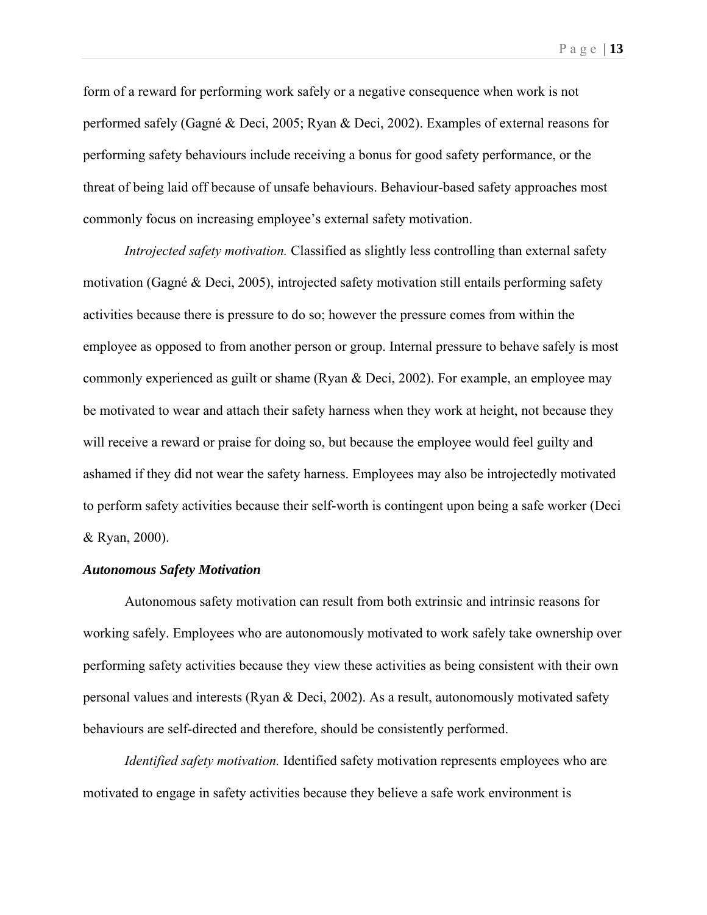form of a reward for performing work safely or a negative consequence when work is not performed safely (Gagné & Deci, 2005; Ryan & Deci, 2002). Examples of external reasons for performing safety behaviours include receiving a bonus for good safety performance, or the threat of being laid off because of unsafe behaviours. Behaviour-based safety approaches most commonly focus on increasing employee's external safety motivation.

*Introjected safety motivation.* Classified as slightly less controlling than external safety motivation (Gagné & Deci, 2005), introjected safety motivation still entails performing safety activities because there is pressure to do so; however the pressure comes from within the employee as opposed to from another person or group. Internal pressure to behave safely is most commonly experienced as guilt or shame (Ryan & Deci, 2002). For example, an employee may be motivated to wear and attach their safety harness when they work at height, not because they will receive a reward or praise for doing so, but because the employee would feel guilty and ashamed if they did not wear the safety harness. Employees may also be introjectedly motivated to perform safety activities because their self-worth is contingent upon being a safe worker (Deci & Ryan, 2000).

### *Autonomous Safety Motivation*

Autonomous safety motivation can result from both extrinsic and intrinsic reasons for working safely. Employees who are autonomously motivated to work safely take ownership over performing safety activities because they view these activities as being consistent with their own personal values and interests (Ryan & Deci, 2002). As a result, autonomously motivated safety behaviours are self-directed and therefore, should be consistently performed.

*Identified safety motivation.* Identified safety motivation represents employees who are motivated to engage in safety activities because they believe a safe work environment is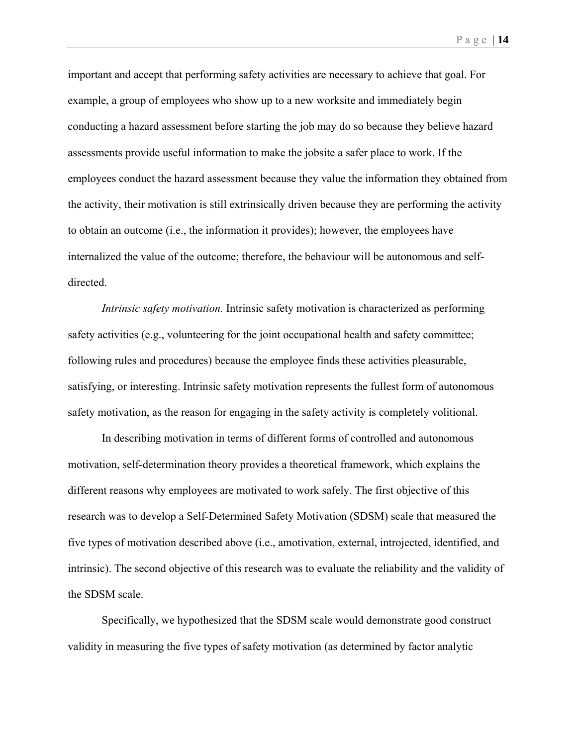important and accept that performing safety activities are necessary to achieve that goal. For example, a group of employees who show up to a new worksite and immediately begin conducting a hazard assessment before starting the job may do so because they believe hazard assessments provide useful information to make the jobsite a safer place to work. If the employees conduct the hazard assessment because they value the information they obtained from the activity, their motivation is still extrinsically driven because they are performing the activity to obtain an outcome (i.e., the information it provides); however, the employees have internalized the value of the outcome; therefore, the behaviour will be autonomous and self-directed.

*Intrinsic safety motivation.* Intrinsic safety motivation is characterized as performing safety activities (e.g., volunteering for the joint occupational health and safety committee; following rules and procedures) because the employee finds these activities pleasurable, satisfying, or interesting. Intrinsic safety motivation represents the fullest form of autonomous safety motivation, as the reason for engaging in the safety activity is completely volitional.

In describing motivation in terms of different forms of controlled and autonomous motivation, self-determination theory provides a theoretical framework, which explains the different reasons why employees are motivated to work safely. The first objective of this research was to develop a Self-Determined Safety Motivation (SDSM) scale that measured the five types of motivation described above (i.e., amotivation, external, introjected, identified, and intrinsic). The second objective of this research was to evaluate the reliability and the validity of the SDSM scale.

Specifically, we hypothesized that the SDSM scale would demonstrate good construct validity in measuring the five types of safety motivation (as determined by factor analytic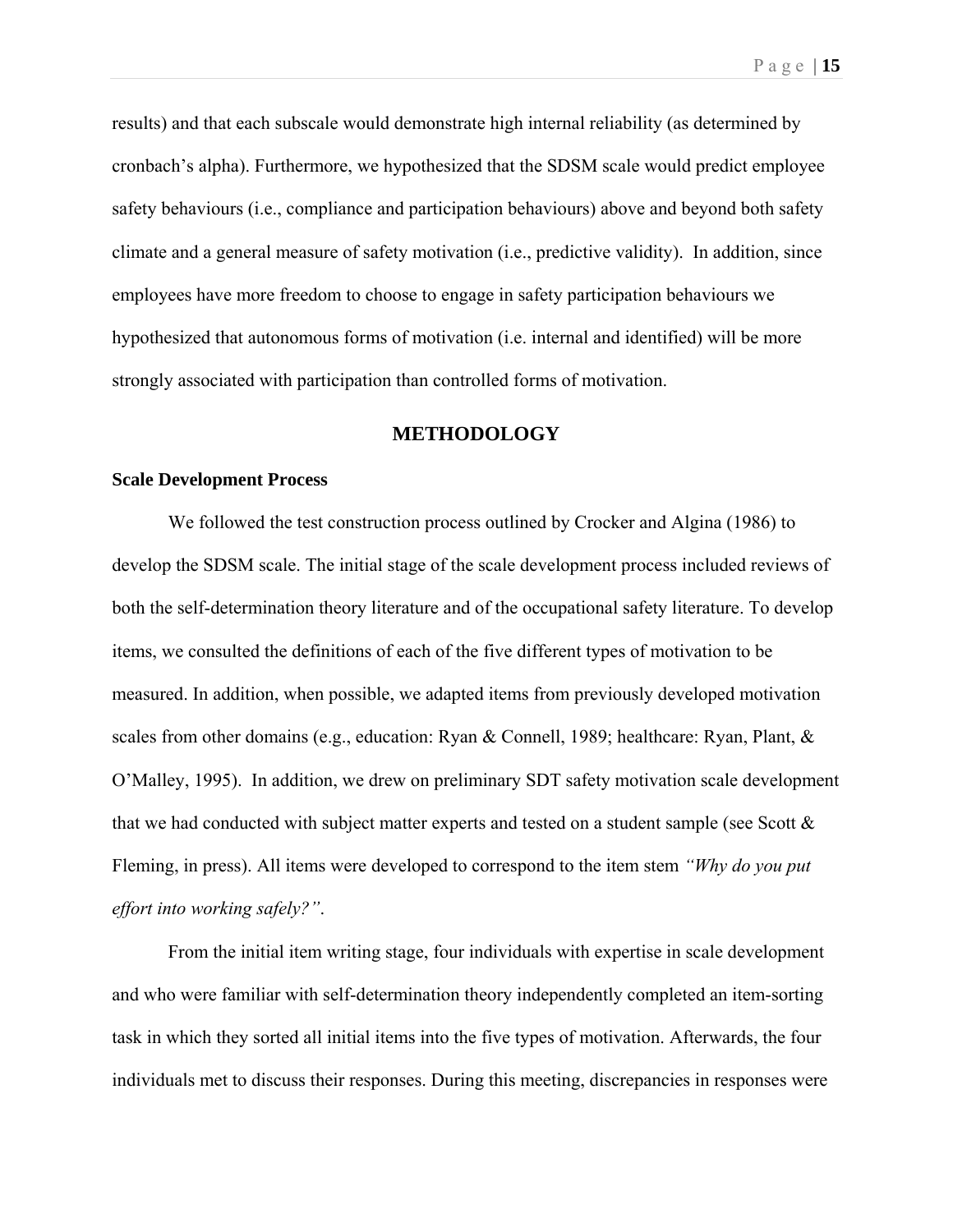results) and that each subscale would demonstrate high internal reliability (as determined by cronbach's alpha). Furthermore, we hypothesized that the SDSM scale would predict employee safety behaviours (i.e., compliance and participation behaviours) above and beyond both safety climate and a general measure of safety motivation (i.e., predictive validity). In addition, since employees have more freedom to choose to engage in safety participation behaviours we hypothesized that autonomous forms of motivation (i.e. internal and identified) will be more strongly associated with participation than controlled forms of motivation.

## METHODOLOGY

### Scale Development Process

We followed the test construction process outlined by Crocker and Algina (1986) to develop the SDSM scale. The initial stage of the scale development process included reviews of both the self-determination theory literature and of the occupational safety literature. To develop items, we consulted the definitions of each of the five different types of motivation to be measured. In addition, when possible, we adapted items from previously developed motivation scales from other domains (e.g., education: Ryan & Connell, 1989; healthcare: Ryan, Plant, & O'Malley, 1995). In addition, we drew on preliminary SDT safety motivation scale development that we had conducted with subject matter experts and tested on a student sample (see Scott & Fleming, in press). All items were developed to correspond to the item stem *"Why do you put effort into working safely?"*.

From the initial item writing stage, four individuals with expertise in scale development and who were familiar with self-determination theory independently completed an item-sorting task in which they sorted all initial items into the five types of motivation. Afterwards, the four individuals met to discuss their responses. During this meeting, discrepancies in responses were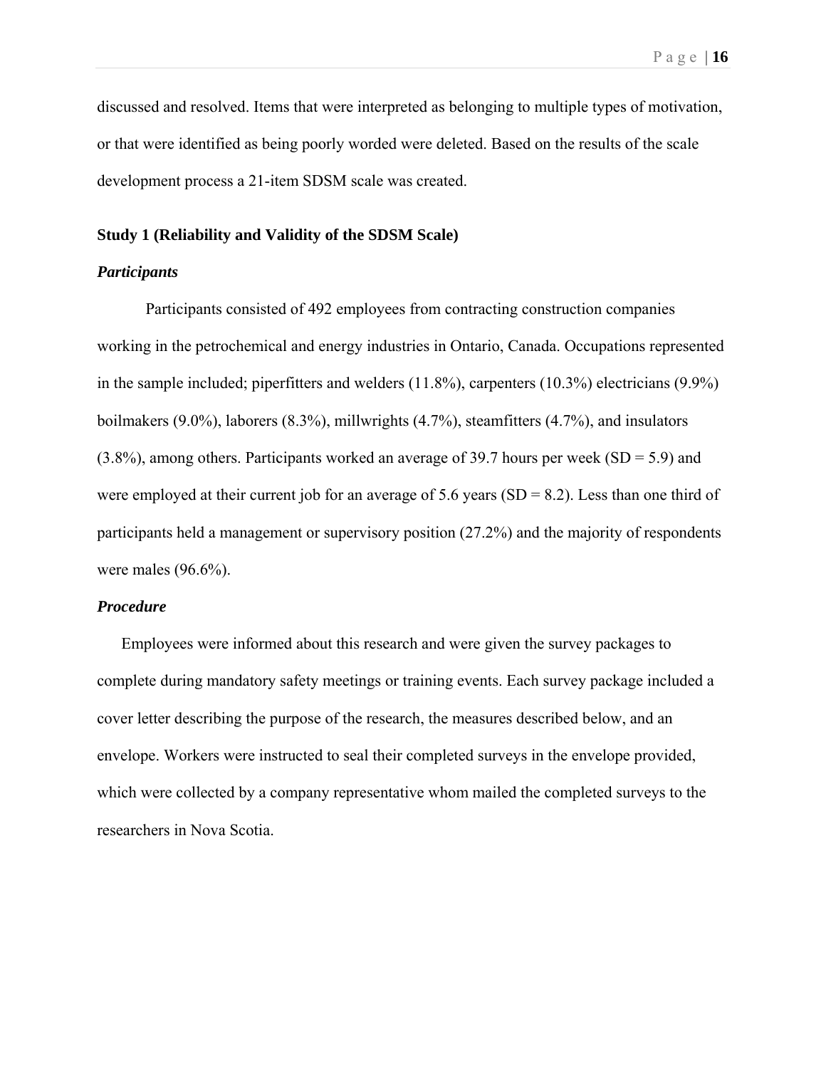discussed and resolved. Items that were interpreted as belonging to multiple types of motivation, or that were identified as being poorly worded were deleted. Based on the results of the scale development process a 21-item SDSM scale was created.

## Study 1 (Reliability and Validity of the SDSM Scale)

### *Participants*

Participants consisted of 492 employees from contracting construction companies working in the petrochemical and energy industries in Ontario, Canada. Occupations represented in the sample included; piperfitters and welders (11.8%), carpenters (10.3%) electricians (9.9%) boilmakers (9.0%), laborers (8.3%), millwrights (4.7%), steamfitters (4.7%), and insulators (3.8%), among others. Participants worked an average of 39.7 hours per week (SD = 5.9) and were employed at their current job for an average of 5.6 years (SD = 8.2). Less than one third of participants held a management or supervisory position (27.2%) and the majority of respondents were males (96.6%).

### *Procedure*

Employees were informed about this research and were given the survey packages to complete during mandatory safety meetings or training events. Each survey package included a cover letter describing the purpose of the research, the measures described below, and an envelope. Workers were instructed to seal their completed surveys in the envelope provided, which were collected by a company representative whom mailed the completed surveys to the researchers in Nova Scotia.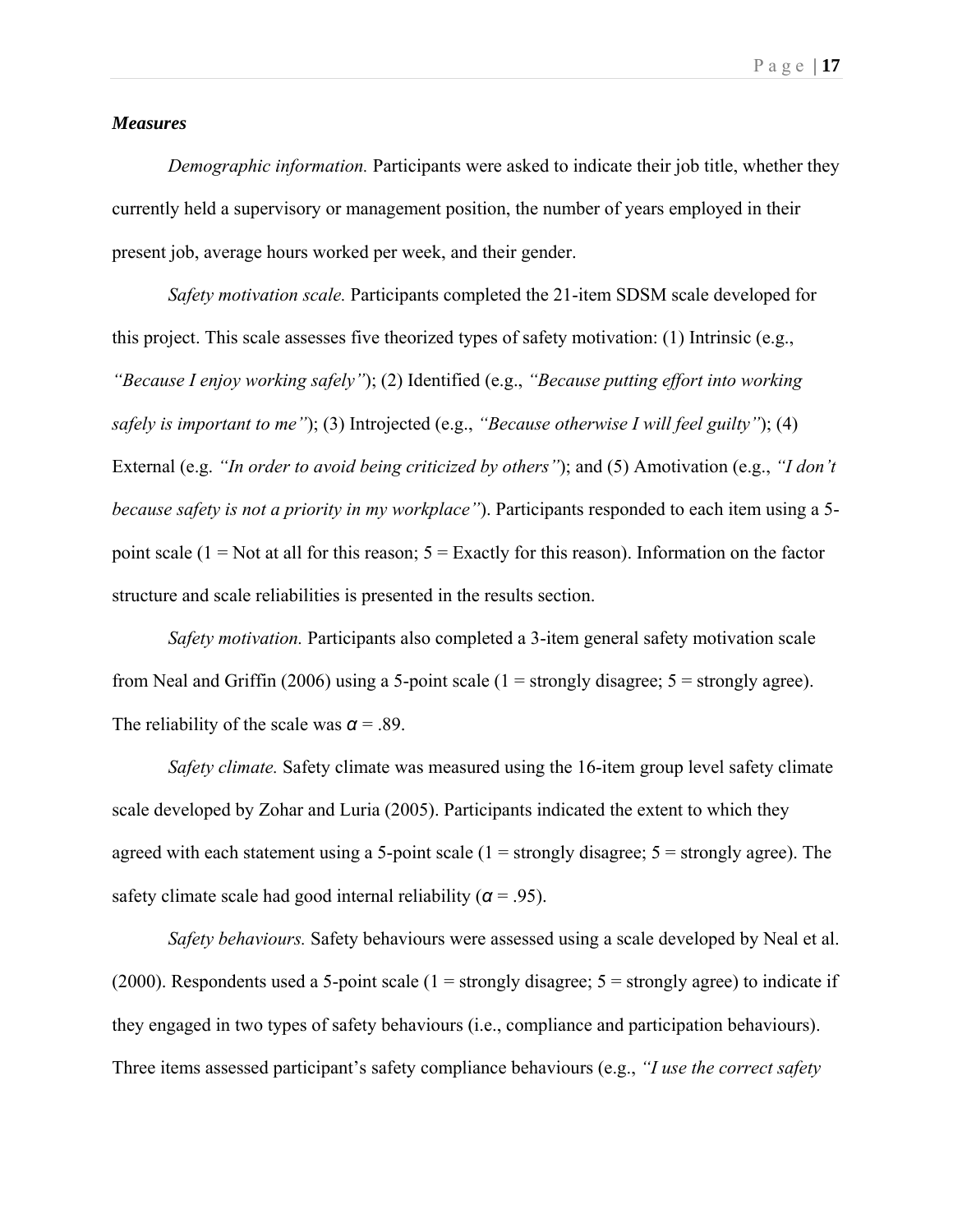### *Measures*

*Demographic information.* Participants were asked to indicate their job title, whether they currently held a supervisory or management position, the number of years employed in their present job, average hours worked per week, and their gender.

*Safety motivation scale.* Participants completed the 21-item SDSM scale developed for this project. This scale assesses five theorized types of safety motivation: (1) Intrinsic (e.g., *"Because I enjoy working safely"*); (2) Identified (e.g., *"Because putting effort into working safely is important to me"*); (3) Introjected (e.g., *"Because otherwise I will feel guilty"*); (4) External (e.g. *"In order to avoid being criticized by others"*); and (5) Amotivation (e.g., *"I don't because safety is not a priority in my workplace"*). Participants responded to each item using a 5-point scale (1 = Not at all for this reason; 5 = Exactly for this reason). Information on the factor structure and scale reliabilities is presented in the results section.

*Safety motivation.* Participants also completed a 3-item general safety motivation scale from Neal and Griffin (2006) using a 5-point scale (1 = strongly disagree; 5 = strongly agree). The reliability of the scale was $\alpha = .89$.

*Safety climate.* Safety climate was measured using the 16-item group level safety climate scale developed by Zohar and Luria (2005). Participants indicated the extent to which they agreed with each statement using a 5-point scale (1 = strongly disagree; 5 = strongly agree). The safety climate scale had good internal reliability ($\alpha = .95$).

*Safety behaviours.* Safety behaviours were assessed using a scale developed by Neal et al. (2000). Respondents used a 5-point scale (1 = strongly disagree; 5 = strongly agree) to indicate if they engaged in two types of safety behaviours (i.e., compliance and participation behaviours). Three items assessed participant's safety compliance behaviours (e.g., *"I use the correct safety*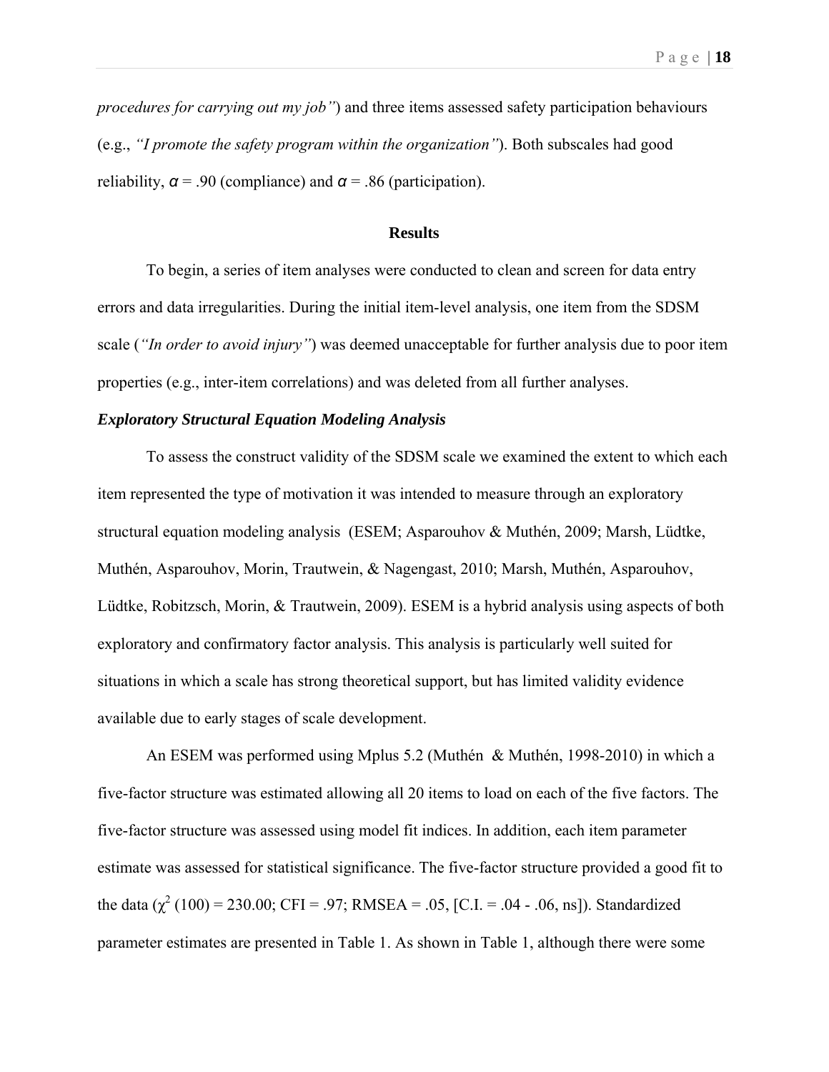*procedures for carrying out my job"*) and three items assessed safety participation behaviours (e.g., *"I promote the safety program within the organization"*). Both subscales had good reliability, $\alpha$ = .90 (compliance) and $\alpha$ = .86 (participation).

## Results

To begin, a series of item analyses were conducted to clean and screen for data entry errors and data irregularities. During the initial item-level analysis, one item from the SDSM scale (*"In order to avoid injury"*) was deemed unacceptable for further analysis due to poor item properties (e.g., inter-item correlations) and was deleted from all further analyses.

### *Exploratory Structural Equation Modeling Analysis*

To assess the construct validity of the SDSM scale we examined the extent to which each item represented the type of motivation it was intended to measure through an exploratory structural equation modeling analysis (ESEM; Asparouhov & Muthén, 2009; Marsh, Lüdtke, Muthén, Asparouhov, Morin, Trautwein, & Nagengast, 2010; Marsh, Muthén, Asparouhov, Lüdtke, Robitzsch, Morin, & Trautwein, 2009). ESEM is a hybrid analysis using aspects of both exploratory and confirmatory factor analysis. This analysis is particularly well suited for situations in which a scale has strong theoretical support, but has limited validity evidence available due to early stages of scale development.

An ESEM was performed using Mplus 5.2 (Muthén & Muthén, 1998-2010) in which a five-factor structure was estimated allowing all 20 items to load on each of the five factors. The five-factor structure was assessed using model fit indices. In addition, each item parameter estimate was assessed for statistical significance. The five-factor structure provided a good fit to the data ($\chi^2$ (100) = 230.00; CFI = .97; RMSEA = .05, [C.I. = .04 - .06, ns]). Standardized parameter estimates are presented in Table 1. As shown in Table 1, although there were some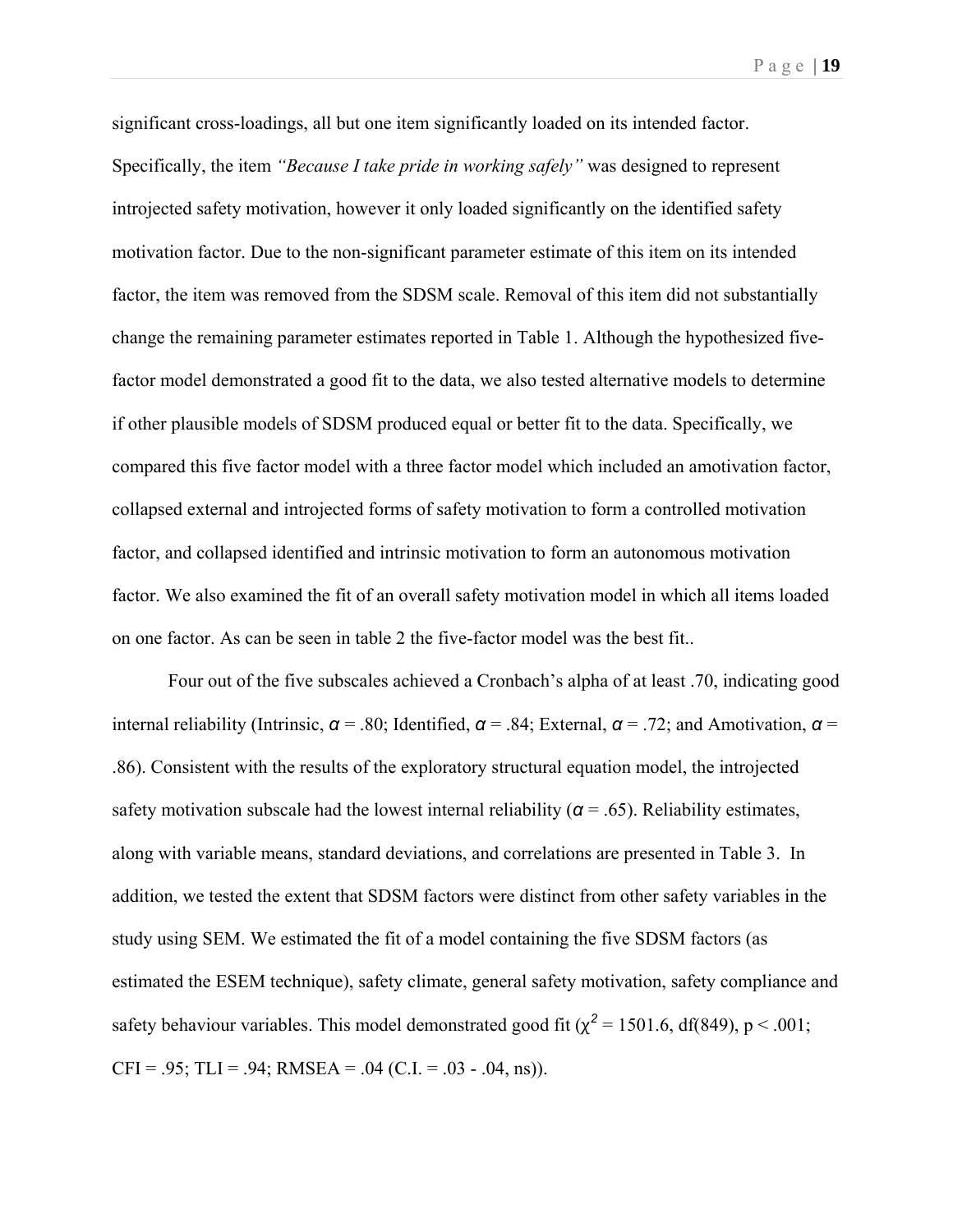significant cross-loadings, all but one item significantly loaded on its intended factor. Specifically, the item *"Because I take pride in working safely"* was designed to represent introjected safety motivation, however it only loaded significantly on the identified safety motivation factor. Due to the non-significant parameter estimate of this item on its intended factor, the item was removed from the SDSM scale. Removal of this item did not substantially change the remaining parameter estimates reported in Table 1. Although the hypothesized five-factor model demonstrated a good fit to the data, we also tested alternative models to determine if other plausible models of SDSM produced equal or better fit to the data. Specifically, we compared this five factor model with a three factor model which included an amotivation factor, collapsed external and introjected forms of safety motivation to form a controlled motivation factor, and collapsed identified and intrinsic motivation to form an autonomous motivation factor. We also examined the fit of an overall safety motivation model in which all items loaded on one factor. As can be seen in table 2 the five-factor model was the best fit..

Four out of the five subscales achieved a Cronbach's alpha of at least .70, indicating good internal reliability (Intrinsic, $\alpha$ = .80; Identified, $\alpha$ = .84; External, $\alpha$ = .72; and Amotivation, $\alpha$ = .86). Consistent with the results of the exploratory structural equation model, the introjected safety motivation subscale had the lowest internal reliability ($\alpha$ = .65). Reliability estimates, along with variable means, standard deviations, and correlations are presented in Table 3. In addition, we tested the extent that SDSM factors were distinct from other safety variables in the study using SEM. We estimated the fit of a model containing the five SDSM factors (as estimated the ESEM technique), safety climate, general safety motivation, safety compliance and safety behaviour variables. This model demonstrated good fit ($\chi^2$ = 1501.6, df(849), p < .001; CFI = .95; TLI = .94; RMSEA = .04 (C.I. = .03 - .04, ns)).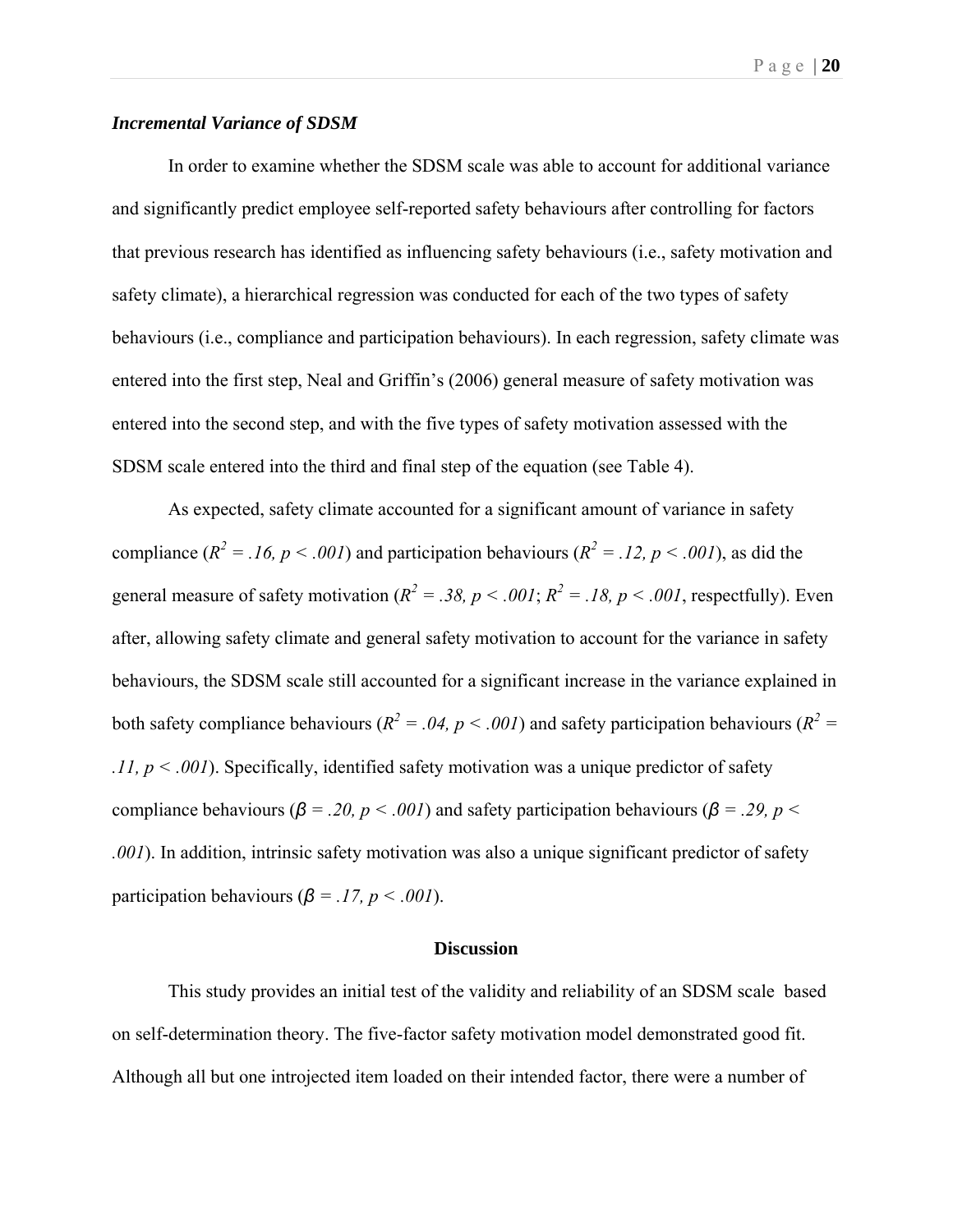### *Incremental Variance of SDSM*

In order to examine whether the SDSM scale was able to account for additional variance and significantly predict employee self-reported safety behaviours after controlling for factors that previous research has identified as influencing safety behaviours (i.e., safety motivation and safety climate), a hierarchical regression was conducted for each of the two types of safety behaviours (i.e., compliance and participation behaviours). In each regression, safety climate was entered into the first step, Neal and Griffin's (2006) general measure of safety motivation was entered into the second step, and with the five types of safety motivation assessed with the SDSM scale entered into the third and final step of the equation (see Table 4).

As expected, safety climate accounted for a significant amount of variance in safety compliance ($R^2 = .16, p < .001$) and participation behaviours ($R^2 = .12, p < .001$), as did the general measure of safety motivation ($R^2 = .38, p < .001$; $R^2 = .18, p < .001$, respectfully). Even after, allowing safety climate and general safety motivation to account for the variance in safety behaviours, the SDSM scale still accounted for a significant increase in the variance explained in both safety compliance behaviours ($R^2 = .04, p < .001$) and safety participation behaviours ($R^2 = .11, p < .001$). Specifically, identified safety motivation was a unique predictor of safety compliance behaviours ($\beta = .20, p < .001$) and safety participation behaviours ($\beta = .29, p < .001$). In addition, intrinsic safety motivation was also a unique significant predictor of safety participation behaviours ($\beta = .17, p < .001$).

## Discussion

This study provides an initial test of the validity and reliability of an SDSM scale based on self-determination theory. The five-factor safety motivation model demonstrated good fit. Although all but one introjected item loaded on their intended factor, there were a number of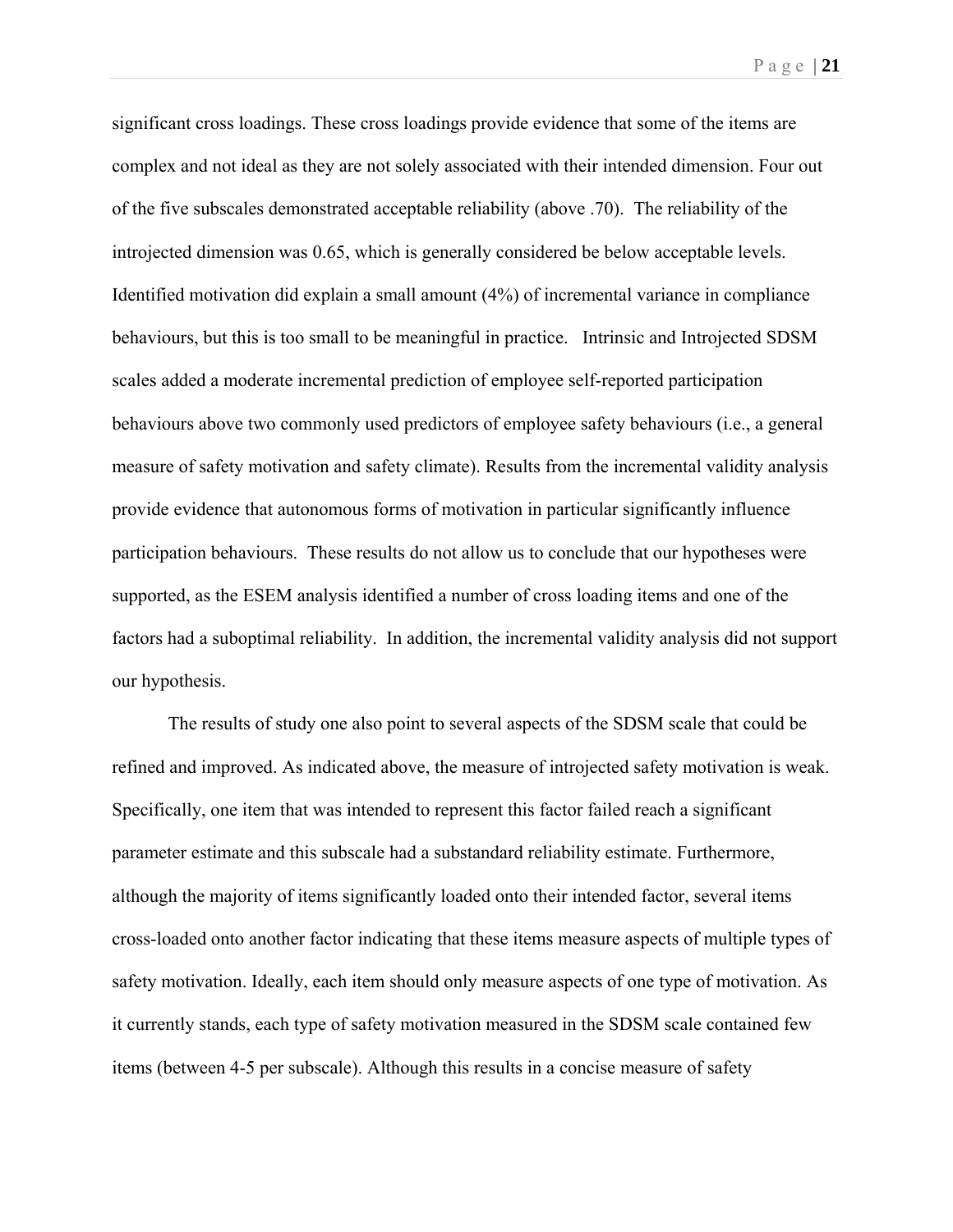significant cross loadings. These cross loadings provide evidence that some of the items are complex and not ideal as they are not solely associated with their intended dimension. Four out of the five subscales demonstrated acceptable reliability (above .70). The reliability of the introjected dimension was 0.65, which is generally considered be below acceptable levels. Identified motivation did explain a small amount (4%) of incremental variance in compliance behaviours, but this is too small to be meaningful in practice. Intrinsic and Introjected SDSM scales added a moderate incremental prediction of employee self-reported participation behaviours above two commonly used predictors of employee safety behaviours (i.e., a general measure of safety motivation and safety climate). Results from the incremental validity analysis provide evidence that autonomous forms of motivation in particular significantly influence participation behaviours. These results do not allow us to conclude that our hypotheses were supported, as the ESEM analysis identified a number of cross loading items and one of the factors had a suboptimal reliability. In addition, the incremental validity analysis did not support our hypothesis.

The results of study one also point to several aspects of the SDSM scale that could be refined and improved. As indicated above, the measure of introjected safety motivation is weak. Specifically, one item that was intended to represent this factor failed reach a significant parameter estimate and this subscale had a substandard reliability estimate. Furthermore, although the majority of items significantly loaded onto their intended factor, several items cross-loaded onto another factor indicating that these items measure aspects of multiple types of safety motivation. Ideally, each item should only measure aspects of one type of motivation. As it currently stands, each type of safety motivation measured in the SDSM scale contained few items (between 4-5 per subscale). Although this results in a concise measure of safety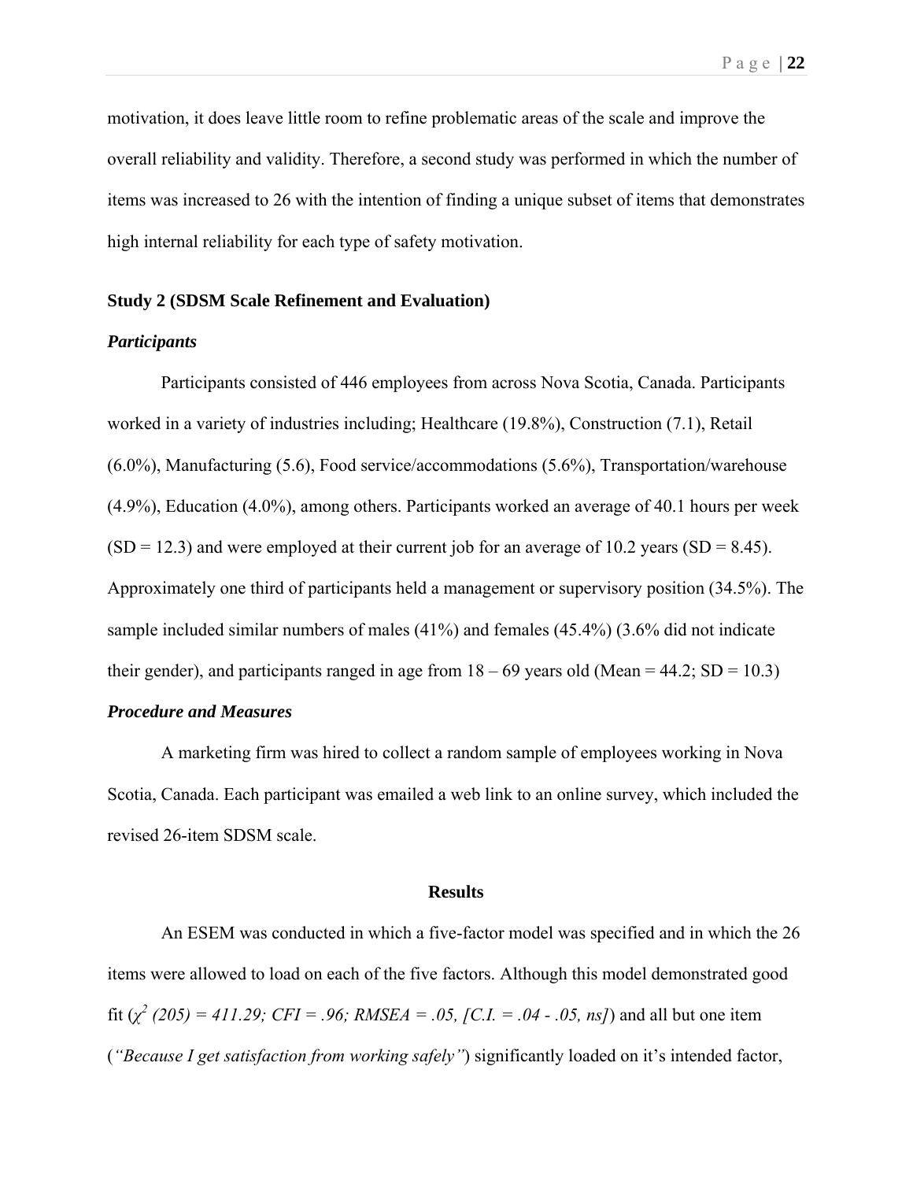motivation, it does leave little room to refine problematic areas of the scale and improve the overall reliability and validity. Therefore, a second study was performed in which the number of items was increased to 26 with the intention of finding a unique subset of items that demonstrates high internal reliability for each type of safety motivation.

**Study 2 (SDSM Scale Refinement and Evaluation)**

***Participants***

Participants consisted of 446 employees from across Nova Scotia, Canada. Participants worked in a variety of industries including; Healthcare (19.8%), Construction (7.1), Retail (6.0%), Manufacturing (5.6), Food service/accommodations (5.6%), Transportation/warehouse (4.9%), Education (4.0%), among others. Participants worked an average of 40.1 hours per week (SD = 12.3) and were employed at their current job for an average of 10.2 years (SD = 8.45). Approximately one third of participants held a management or supervisory position (34.5%). The sample included similar numbers of males (41%) and females (45.4%) (3.6% did not indicate their gender), and participants ranged in age from 18 – 69 years old (Mean = 44.2; SD = 10.3)

***Procedure and Measures***

A marketing firm was hired to collect a random sample of employees working in Nova Scotia, Canada. Each participant was emailed a web link to an online survey, which included the revised 26-item SDSM scale.

**Results**

An ESEM was conducted in which a five-factor model was specified and in which the 26 items were allowed to load on each of the five factors. Although this model demonstrated good fit (*$\chi^2$ (205) = 411.29; CFI = .96; RMSEA = .05, [C.I. = .04 - .05, ns]*) and all but one item (*"Because I get satisfaction from working safely"*) significantly loaded on it's intended factor,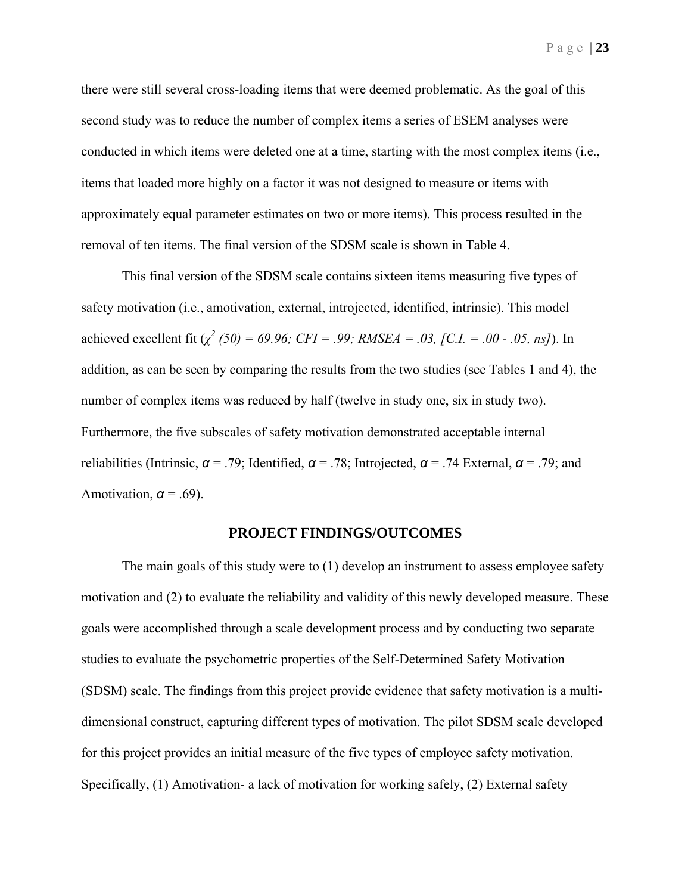there were still several cross-loading items that were deemed problematic. As the goal of this second study was to reduce the number of complex items a series of ESEM analyses were conducted in which items were deleted one at a time, starting with the most complex items (i.e., items that loaded more highly on a factor it was not designed to measure or items with approximately equal parameter estimates on two or more items). This process resulted in the removal of ten items. The final version of the SDSM scale is shown in Table 4.

This final version of the SDSM scale contains sixteen items measuring five types of safety motivation (i.e., amotivation, external, introjected, identified, intrinsic). This model achieved excellent fit (*$\chi^2$ (50) = 69.96; CFI = .99; RMSEA = .03, [C.I. = .00 - .05, ns]*). In addition, as can be seen by comparing the results from the two studies (see Tables 1 and 4), the number of complex items was reduced by half (twelve in study one, six in study two). Furthermore, the five subscales of safety motivation demonstrated acceptable internal reliabilities (Intrinsic, $\alpha$ = .79; Identified, $\alpha$ = .78; Introjected, $\alpha$ = .74 External, $\alpha$ = .79; and Amotivation, $\alpha$ = .69).

## PROJECT FINDINGS/OUTCOMES

The main goals of this study were to (1) develop an instrument to assess employee safety motivation and (2) to evaluate the reliability and validity of this newly developed measure. These goals were accomplished through a scale development process and by conducting two separate studies to evaluate the psychometric properties of the Self-Determined Safety Motivation (SDSM) scale. The findings from this project provide evidence that safety motivation is a multi-dimensional construct, capturing different types of motivation. The pilot SDSM scale developed for this project provides an initial measure of the five types of employee safety motivation. Specifically, (1) Amotivation- a lack of motivation for working safely, (2) External safety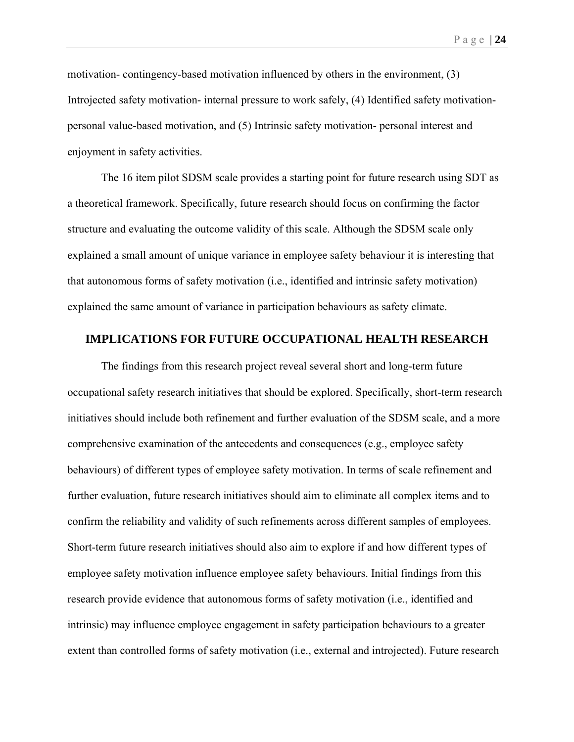motivation- contingency-based motivation influenced by others in the environment, (3) Introjected safety motivation- internal pressure to work safely, (4) Identified safety motivation- personal value-based motivation, and (5) Intrinsic safety motivation- personal interest and enjoyment in safety activities.

The 16 item pilot SDSM scale provides a starting point for future research using SDT as a theoretical framework. Specifically, future research should focus on confirming the factor structure and evaluating the outcome validity of this scale. Although the SDSM scale only explained a small amount of unique variance in employee safety behaviour it is interesting that that autonomous forms of safety motivation (i.e., identified and intrinsic safety motivation) explained the same amount of variance in participation behaviours as safety climate.

## IMPLICATIONS FOR FUTURE OCCUPATIONAL HEALTH RESEARCH

The findings from this research project reveal several short and long-term future occupational safety research initiatives that should be explored. Specifically, short-term research initiatives should include both refinement and further evaluation of the SDSM scale, and a more comprehensive examination of the antecedents and consequences (e.g., employee safety behaviours) of different types of employee safety motivation. In terms of scale refinement and further evaluation, future research initiatives should aim to eliminate all complex items and to confirm the reliability and validity of such refinements across different samples of employees. Short-term future research initiatives should also aim to explore if and how different types of employee safety motivation influence employee safety behaviours. Initial findings from this research provide evidence that autonomous forms of safety motivation (i.e., identified and intrinsic) may influence employee engagement in safety participation behaviours to a greater extent than controlled forms of safety motivation (i.e., external and introjected). Future research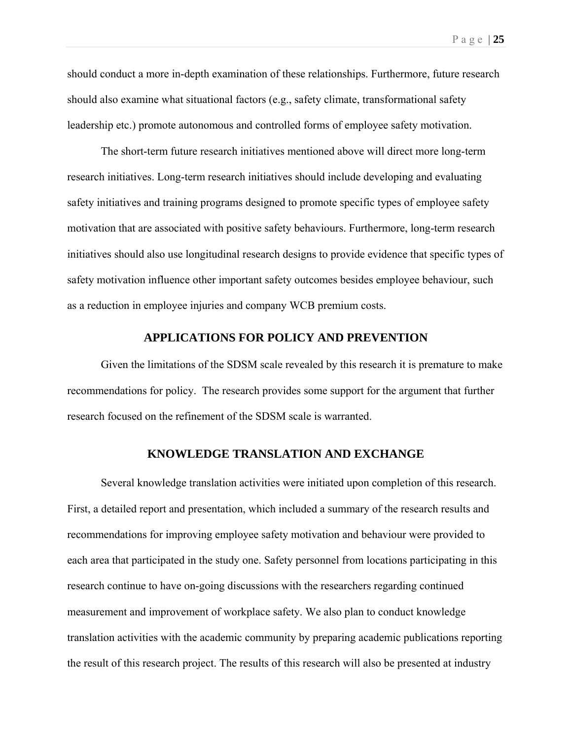should conduct a more in-depth examination of these relationships. Furthermore, future research should also examine what situational factors (e.g., safety climate, transformational safety leadership etc.) promote autonomous and controlled forms of employee safety motivation.

The short-term future research initiatives mentioned above will direct more long-term research initiatives. Long-term research initiatives should include developing and evaluating safety initiatives and training programs designed to promote specific types of employee safety motivation that are associated with positive safety behaviours. Furthermore, long-term research initiatives should also use longitudinal research designs to provide evidence that specific types of safety motivation influence other important safety outcomes besides employee behaviour, such as a reduction in employee injuries and company WCB premium costs.

## APPLICATIONS FOR POLICY AND PREVENTION

Given the limitations of the SDSM scale revealed by this research it is premature to make recommendations for policy. The research provides some support for the argument that further research focused on the refinement of the SDSM scale is warranted.

## KNOWLEDGE TRANSLATION AND EXCHANGE

Several knowledge translation activities were initiated upon completion of this research. First, a detailed report and presentation, which included a summary of the research results and recommendations for improving employee safety motivation and behaviour were provided to each area that participated in the study one. Safety personnel from locations participating in this research continue to have on-going discussions with the researchers regarding continued measurement and improvement of workplace safety. We also plan to conduct knowledge translation activities with the academic community by preparing academic publications reporting the result of this research project. The results of this research will also be presented at industry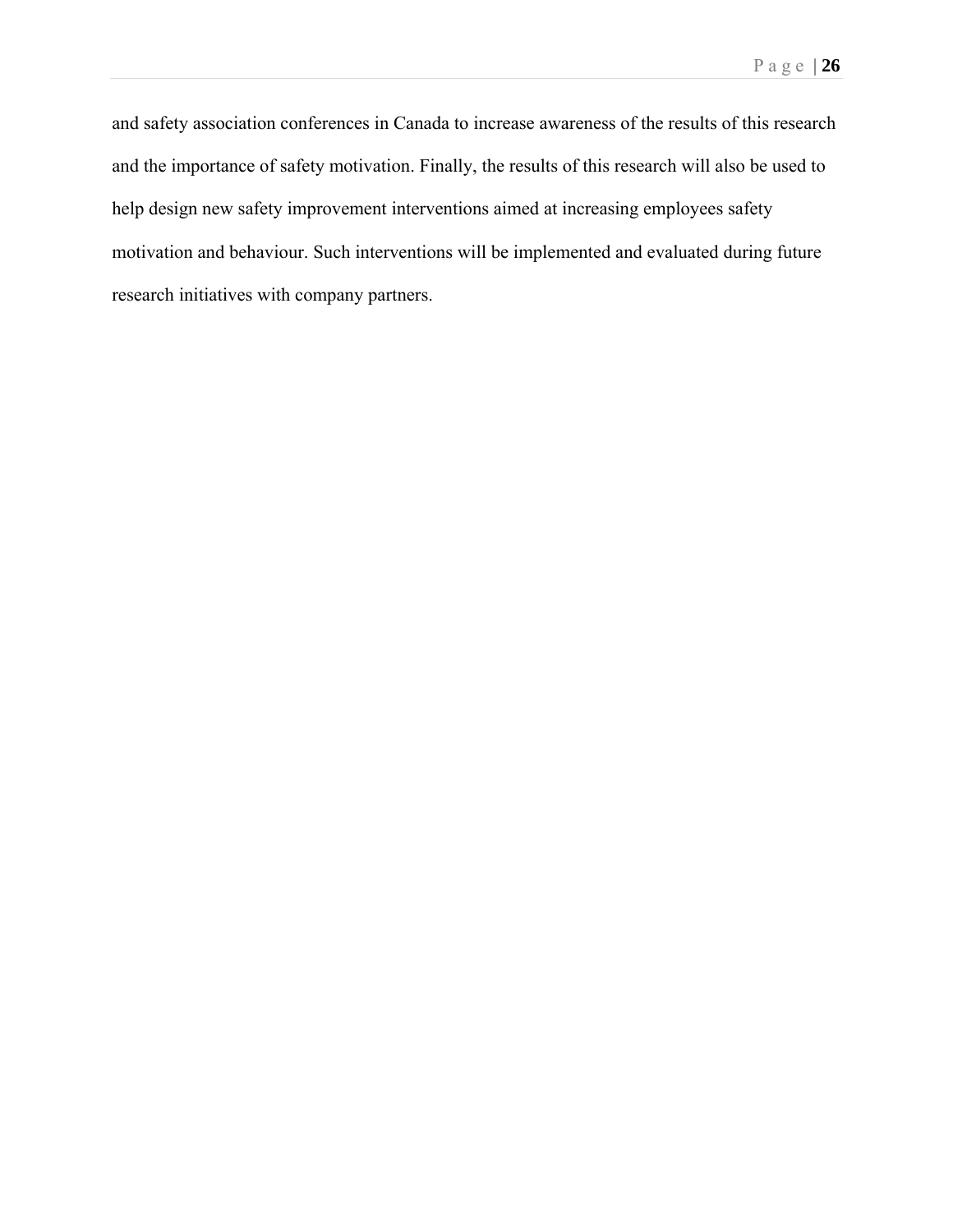and safety association conferences in Canada to increase awareness of the results of this research and the importance of safety motivation. Finally, the results of this research will also be used to help design new safety improvement interventions aimed at increasing employees safety motivation and behaviour. Such interventions will be implemented and evaluated during future research initiatives with company partners.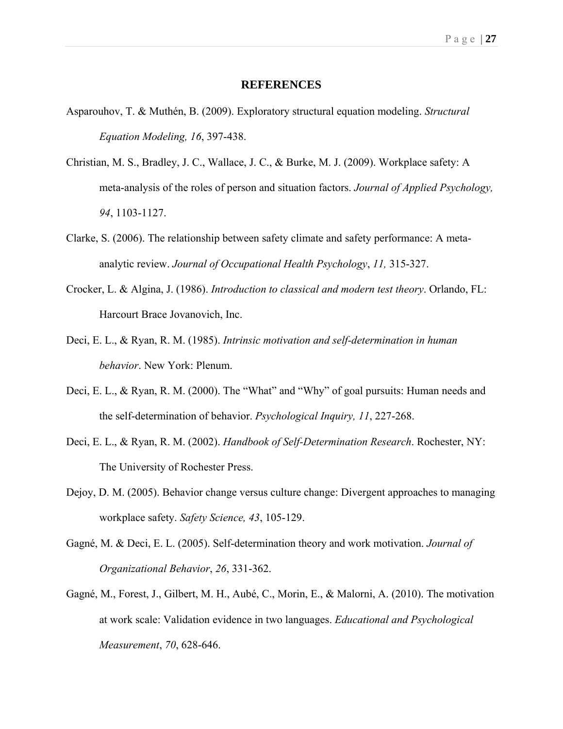# REFERENCES

Asparouhov, T. & Muthén, B. (2009). Exploratory structural equation modeling. *Structural Equation Modeling, 16*, 397-438.

Christian, M. S., Bradley, J. C., Wallace, J. C., & Burke, M. J. (2009). Workplace safety: A meta-analysis of the roles of person and situation factors. *Journal of Applied Psychology, 94*, 1103-1127.

Clarke, S. (2006). The relationship between safety climate and safety performance: A meta-analytic review. *Journal of Occupational Health Psychology*, *11,* 315-327.

Crocker, L. & Algina, J. (1986). *Introduction to classical and modern test theory*. Orlando, FL: Harcourt Brace Jovanovich, Inc.

Deci, E. L., & Ryan, R. M. (1985). *Intrinsic motivation and self-determination in human behavior*. New York: Plenum.

Deci, E. L., & Ryan, R. M. (2000). The "What" and "Why" of goal pursuits: Human needs and the self-determination of behavior. *Psychological Inquiry, 11*, 227-268.

Deci, E. L., & Ryan, R. M. (2002). *Handbook of Self-Determination Research*. Rochester, NY: The University of Rochester Press.

Dejoy, D. M. (2005). Behavior change versus culture change: Divergent approaches to managing workplace safety. *Safety Science, 43*, 105-129.

Gagné, M. & Deci, E. L. (2005). Self-determination theory and work motivation. *Journal of Organizational Behavior*, *26*, 331-362.

Gagné, M., Forest, J., Gilbert, M. H., Aubé, C., Morin, E., & Malorni, A. (2010). The motivation at work scale: Validation evidence in two languages. *Educational and Psychological Measurement*, *70*, 628-646.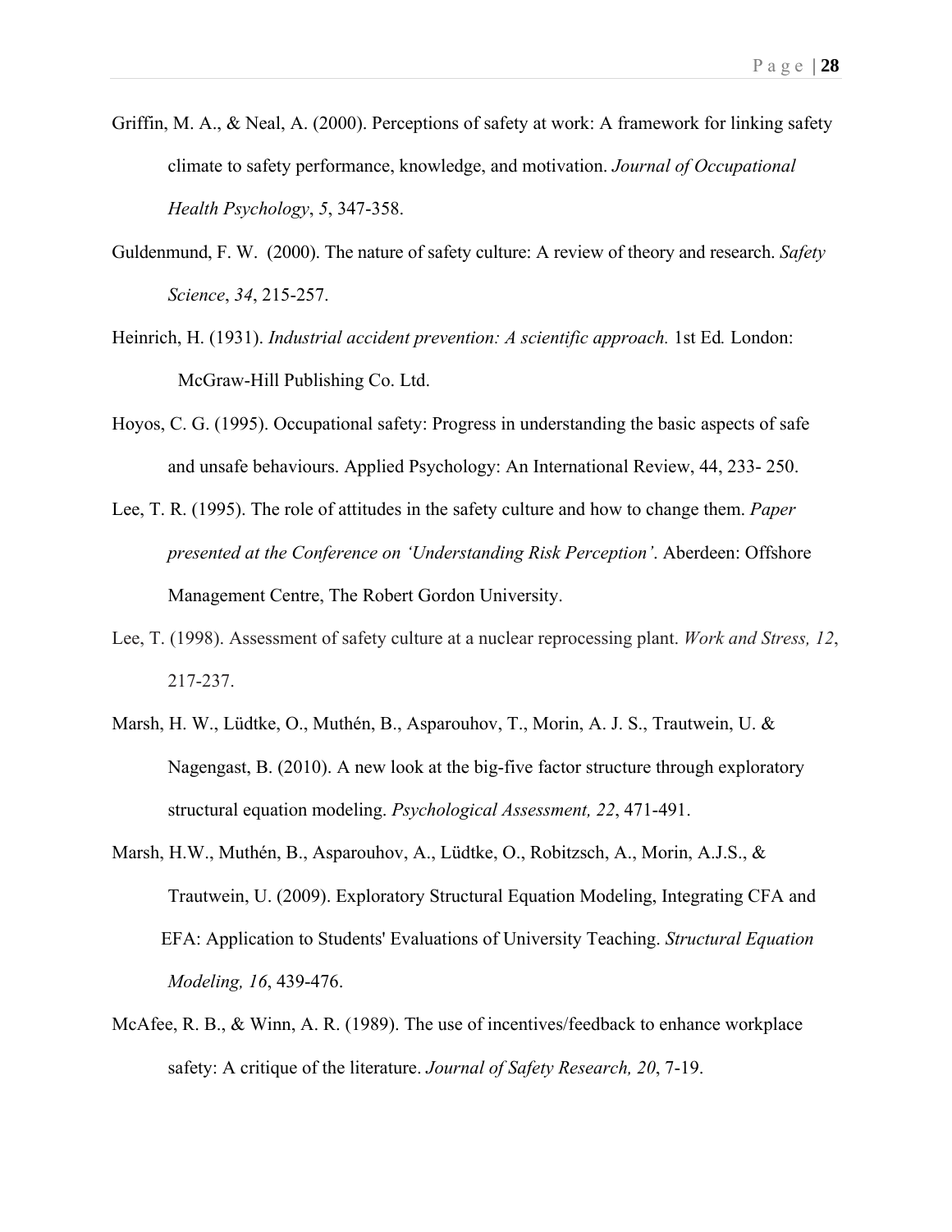Griffin, M. A., & Neal, A. (2000). Perceptions of safety at work: A framework for linking safety climate to safety performance, knowledge, and motivation. *Journal of Occupational Health Psychology*, *5*, 347-358.

Guldenmund, F. W. (2000). The nature of safety culture: A review of theory and research. *Safety Science*, *34*, 215-257.

Heinrich, H. (1931). *Industrial accident prevention: A scientific approach.* 1st Ed*.* London: McGraw-Hill Publishing Co. Ltd.

Hoyos, C. G. (1995). Occupational safety: Progress in understanding the basic aspects of safe and unsafe behaviours. Applied Psychology: An International Review, 44, 233- 250.

Lee, T. R. (1995). The role of attitudes in the safety culture and how to change them. *Paper presented at the Conference on 'Understanding Risk Perception'*. Aberdeen: Offshore Management Centre, The Robert Gordon University.

Lee, T. (1998). Assessment of safety culture at a nuclear reprocessing plant. *Work and Stress, 12*, 217-237.

Marsh, H. W., Lüdtke, O., Muthén, B., Asparouhov, T., Morin, A. J. S., Trautwein, U. & Nagengast, B. (2010). A new look at the big-five factor structure through exploratory structural equation modeling. *Psychological Assessment, 22*, 471-491.

Marsh, H.W., Muthén, B., Asparouhov, A., Lüdtke, O., Robitzsch, A., Morin, A.J.S., & Trautwein, U. (2009). Exploratory Structural Equation Modeling, Integrating CFA and EFA: Application to Students' Evaluations of University Teaching. *Structural Equation Modeling, 16*, 439-476.

McAfee, R. B., & Winn, A. R. (1989). The use of incentives/feedback to enhance workplace safety: A critique of the literature. *Journal of Safety Research, 20*, 7-19.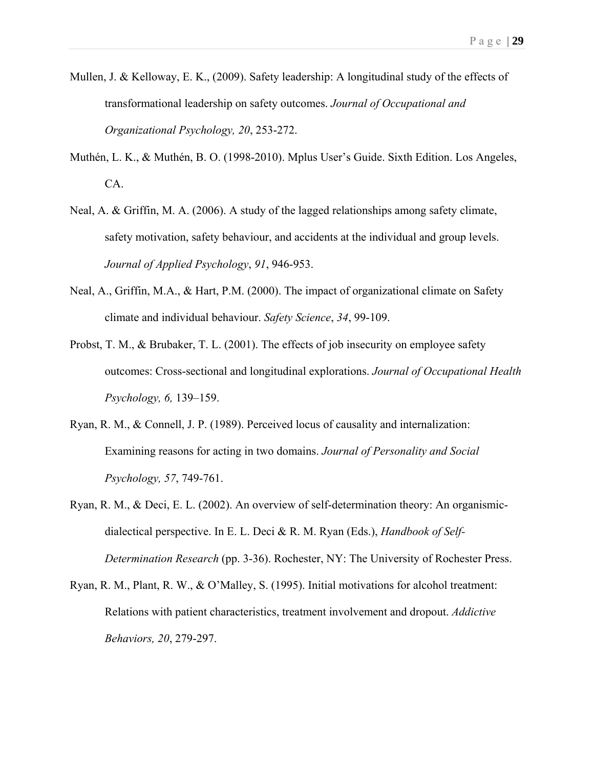Mullen, J. & Kelloway, E. K., (2009). Safety leadership: A longitudinal study of the effects of transformational leadership on safety outcomes. *Journal of Occupational and Organizational Psychology, 20*, 253-272.

Muthén, L. K., & Muthén, B. O. (1998-2010). Mplus User's Guide. Sixth Edition. Los Angeles, CA.

Neal, A. & Griffin, M. A. (2006). A study of the lagged relationships among safety climate, safety motivation, safety behaviour, and accidents at the individual and group levels. *Journal of Applied Psychology*, *91*, 946-953.

Neal, A., Griffin, M.A., & Hart, P.M. (2000). The impact of organizational climate on Safety climate and individual behaviour. *Safety Science*, *34*, 99-109.

Probst, T. M., & Brubaker, T. L. (2001). The effects of job insecurity on employee safety outcomes: Cross-sectional and longitudinal explorations. *Journal of Occupational Health Psychology, 6,* 139–159.

Ryan, R. M., & Connell, J. P. (1989). Perceived locus of causality and internalization: Examining reasons for acting in two domains. *Journal of Personality and Social Psychology, 57*, 749-761.

Ryan, R. M., & Deci, E. L. (2002). An overview of self-determination theory: An organismic-dialectical perspective. In E. L. Deci & R. M. Ryan (Eds.), *Handbook of Self-Determination Research* (pp. 3-36). Rochester, NY: The University of Rochester Press.

Ryan, R. M., Plant, R. W., & O'Malley, S. (1995). Initial motivations for alcohol treatment: Relations with patient characteristics, treatment involvement and dropout. *Addictive Behaviors, 20*, 279-297.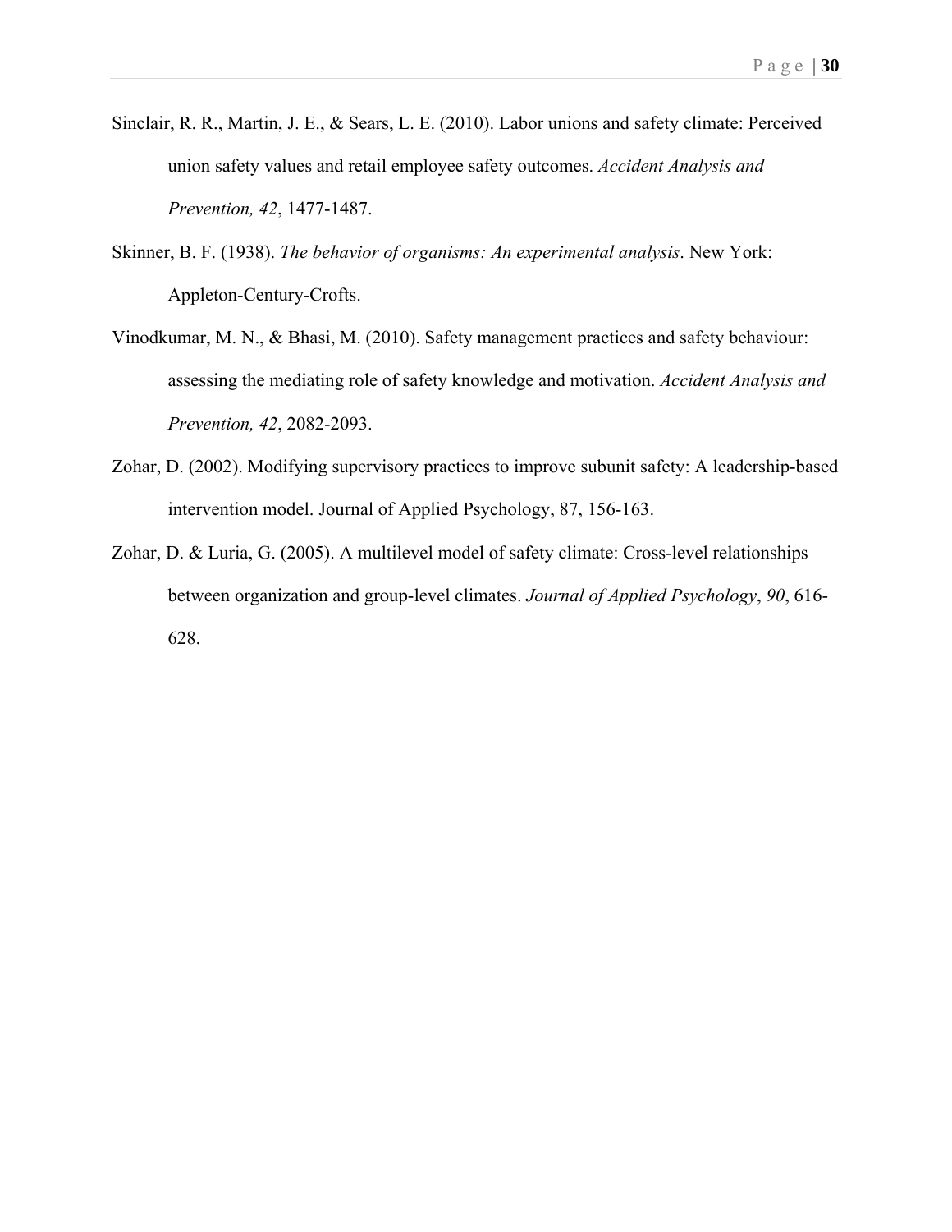Sinclair, R. R., Martin, J. E., & Sears, L. E. (2010). Labor unions and safety climate: Perceived union safety values and retail employee safety outcomes. *Accident Analysis and Prevention, 42*, 1477-1487.

Skinner, B. F. (1938). *The behavior of organisms: An experimental analysis*. New York: Appleton-Century-Crofts.

Vinodkumar, M. N., & Bhasi, M. (2010). Safety management practices and safety behaviour: assessing the mediating role of safety knowledge and motivation. *Accident Analysis and Prevention, 42*, 2082-2093.

Zohar, D. (2002). Modifying supervisory practices to improve subunit safety: A leadership-based intervention model. Journal of Applied Psychology, 87, 156-163.

Zohar, D. & Luria, G. (2005). A multilevel model of safety climate: Cross-level relationships between organization and group-level climates. *Journal of Applied Psychology*, *90*, 616-628.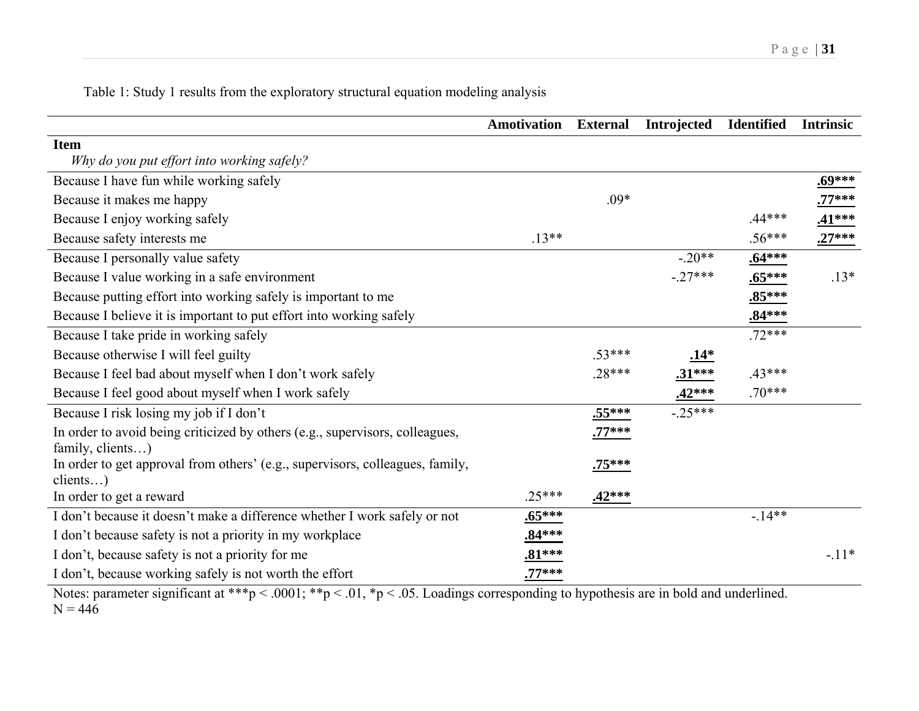Table 1: Study 1 results from the exploratory structural equation modeling analysis

| | Amotivation | External | Introjected | Identified | Intrinsic |
|---|---|---|---|---|---|
| **Item**<br>*Why do you put effort into working safely?* | | | | | |
| Because I have fun while working safely | | | | | **<u>.69***</u>** |
| Because it makes me happy | | .09* | | | **<u>.77***</u>** |
| Because I enjoy working safely | | | | .44*** | **<u>.41***</u>** |
| Because safety interests me | .13** | | | .56*** | **<u>.27***</u>** |
| Because I personally value safety | | | -.20** | **<u>.64***</u>** | |
| Because I value working in a safe environment | | | -.27*** | **<u>.65***</u>** | .13* |
| Because putting effort into working safely is important to me | | | | **<u>.85***</u>** | |
| Because I believe it is important to put effort into working safely | | | | **<u>.84***</u>** | |
| Because I take pride in working safely | | | | .72*** | |
| Because otherwise I will feel guilty | | .53*** | **<u>.14*</u>** | | |
| Because I feel bad about myself when I don't work safely | | .28*** | **<u>.31***</u>** | .43*** | |
| Because I feel good about myself when I work safely | | | **<u>.42***</u>** | .70*** | |
| Because I risk losing my job if I don't | | **<u>.55***</u>** | -.25*** | | |
| In order to avoid being criticized by others (e.g., supervisors, colleagues, family, clients…) | | **<u>.77***</u>** | | | |
| In order to get approval from others' (e.g., supervisors, colleagues, family, clients…) | | **<u>.75***</u>** | | | |
| In order to get a reward | .25*** | **<u>.42***</u>** | | | |
| I don't because it doesn't make a difference whether I work safely or not | **<u>.65***</u>** | | | -.14** | |
| I don't because safety is not a priority in my workplace | **<u>.84***</u>** | | | | |
| I don't, because safety is not a priority for me | **<u>.81***</u>** | | | | -.11* |
| I don't, because working safely is not worth the effort | **<u>.77***</u>** | | | | |

Notes: parameter significant at ***p < .0001; **p < .01, *p < .05. Loadings corresponding to hypothesis are in bold and underlined.
N = 446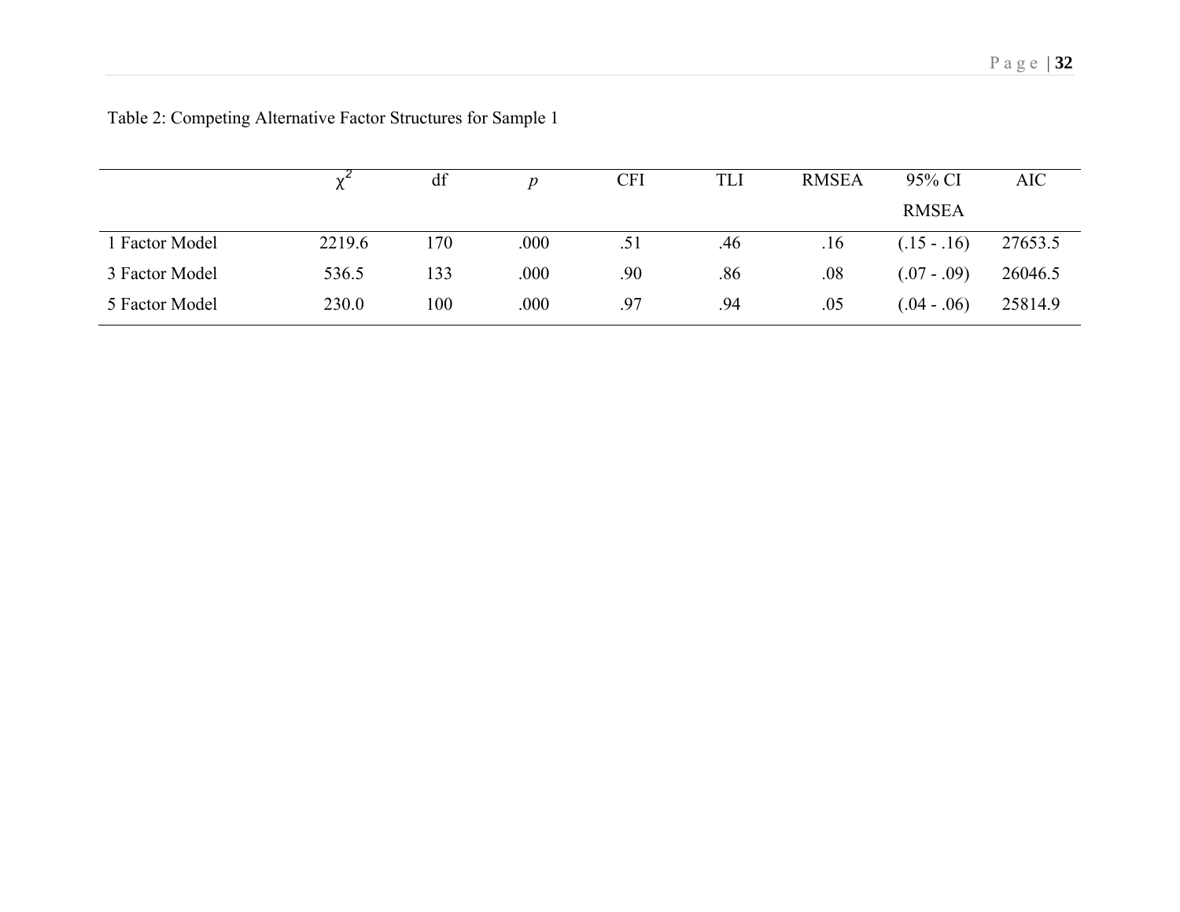Table 2: Competing Alternative Factor Structures for Sample 1

| | $\chi^2$ | df | *p* | CFI | TLI | RMSEA | 95% CI RMSEA | AIC |
|---|---|---|---|---|---|---|---|---|
| 1 Factor Model | 2219.6 | 170 | .000 | .51 | .46 | .16 | (.15 - .16) | 27653.5 |
| 3 Factor Model | 536.5 | 133 | .000 | .90 | .86 | .08 | (.07 - .09) | 26046.5 |
| 5 Factor Model | 230.0 | 100 | .000 | .97 | .94 | .05 | (.04 - .06) | 25814.9 |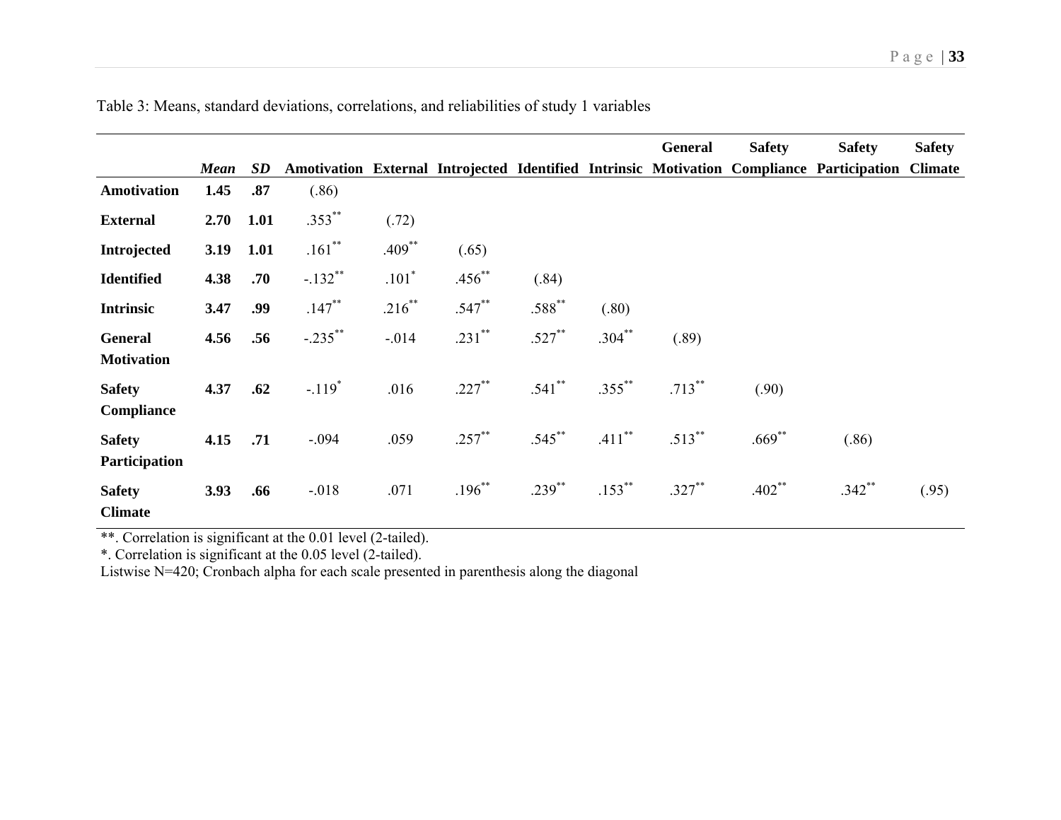Table 3: Means, standard deviations, correlations, and reliabilities of study 1 variables

| | *Mean* | *SD* | Amotivation | External | Introjected | Identified | Intrinsic | General Motivation | Safety Compliance | Safety Participation | Safety Climate |
|---|---|---|---|---|---|---|---|---|---|---|---|
| **Amotivation** | **1.45** | **.87** | (.86) | | | | | | | | |
| **External** | **2.70** | **1.01** | .353** | (.72) | | | | | | | |
| **Introjected** | **3.19** | **1.01** | .161** | .409** | (.65) | | | | | | |
| **Identified** | **4.38** | **.70** | -.132** | .101* | .456** | (.84) | | | | | |
| **Intrinsic** | **3.47** | **.99** | .147** | .216** | .547** | .588** | (.80) | | | | |
| **General Motivation** | **4.56** | **.56** | -.235** | -.014 | .231** | .527** | .304** | (.89) | | | |
| **Safety Compliance** | **4.37** | **.62** | -.119* | .016 | .227** | .541** | .355** | .713** | (.90) | | |
| **Safety Participation** | **4.15** | **.71** | -.094 | .059 | .257** | .545** | .411** | .513** | .669** | (.86) | |
| **Safety Climate** | **3.93** | **.66** | -.018 | .071 | .196** | .239** | .153** | .327** | .402** | .342** | (.95) |

**. Correlation is significant at the 0.01 level (2-tailed).

*. Correlation is significant at the 0.05 level (2-tailed).

Listwise N=420; Cronbach alpha for each scale presented in parenthesis along the diagonal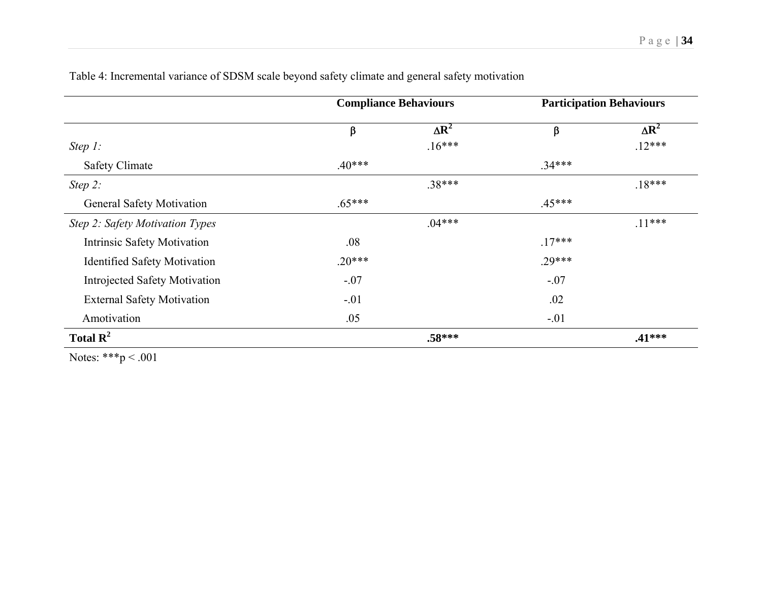Table 4: Incremental variance of SDSM scale beyond safety climate and general safety motivation

| | Compliance Behaviours | | Participation Behaviours | |
|---|---|---|---|---|
| | β | $\Delta R^2$ | β | $\Delta R^2$ |
| *Step 1:* | | .16*** | | .12*** |
| Safety Climate | .40*** | | .34*** | |
| *Step 2:* | | .38*** | | .18*** |
| General Safety Motivation | .65*** | | .45*** | |
| *Step 2: Safety Motivation Types* | | .04*** | | .11*** |
| Intrinsic Safety Motivation | .08 | | .17*** | |
| Identified Safety Motivation | .20*** | | .29*** | |
| Introjected Safety Motivation | -.07 | | -.07 | |
| External Safety Motivation | -.01 | | .02 | |
| Amotivation | .05 | | -.01 | |
| **Total $R^2$** | | **.58*** ** | | **.41*** ** |

Notes: ***p < .001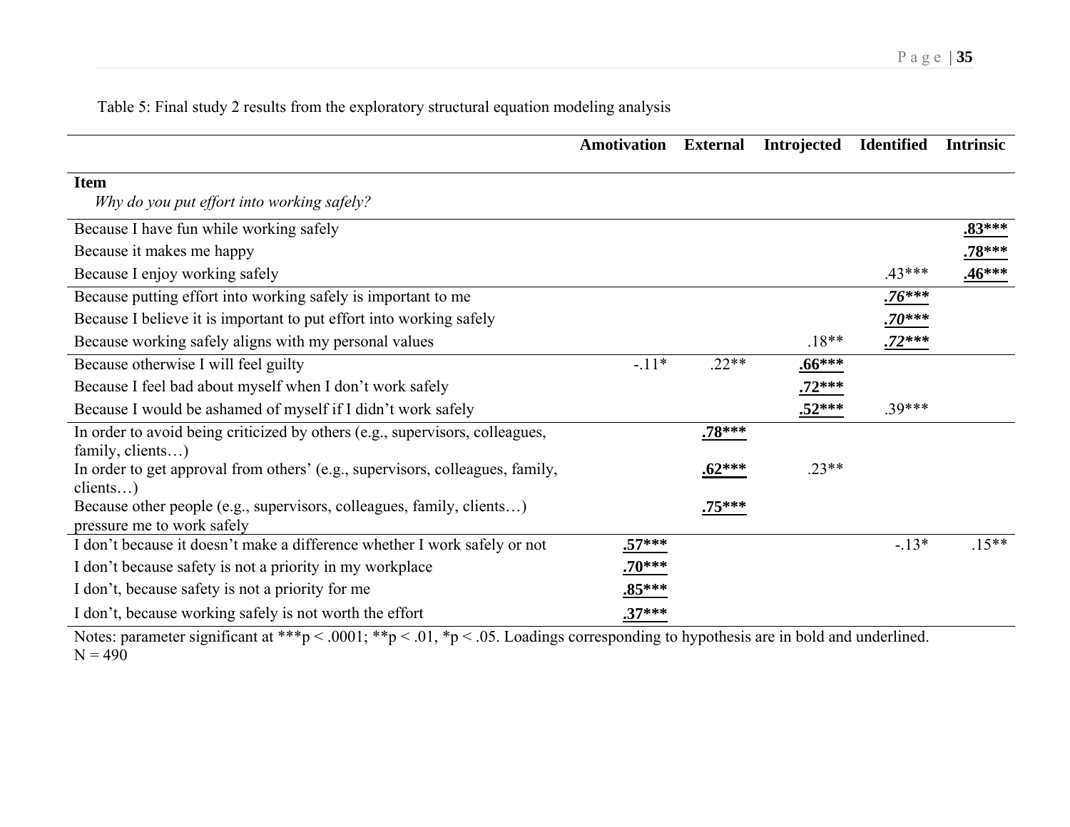Table 5: Final study 2 results from the exploratory structural equation modeling analysis

| Item | Amotivation | External | Introjected | Identified | Intrinsic |
|---|---|---|---|---|---|
| *Why do you put effort into working safely?* | | | | | |
| Because I have fun while working safely | | | | | **<u>.83***</u>** |
| Because it makes me happy | | | | | **<u>.78***</u>** |
| Because I enjoy working safely | | | | .43*** | **<u>.46***</u>** |
| Because putting effort into working safely is important to me | | | | ***<u>.76***</u>*** | |
| Because I believe it is important to put effort into working safely | | | | ***<u>.70***</u>*** | |
| Because working safely aligns with my personal values | | | .18** | ***<u>.72***</u>*** | |
| Because otherwise I will feel guilty | -.11* | .22** | **<u>.66***</u>** | | |
| Because I feel bad about myself when I don't work safely | | | **<u>.72***</u>** | | |
| Because I would be ashamed of myself if I didn't work safely | | | **<u>.52***</u>** | .39*** | |
| In order to avoid being criticized by others (e.g., supervisors, colleagues, family, clients…) | | **<u>.78***</u>** | | | |
| In order to get approval from others' (e.g., supervisors, colleagues, family, clients…) | | **<u>.62***</u>** | .23** | | |
| Because other people (e.g., supervisors, colleagues, family, clients…) pressure me to work safely | | **<u>.75***</u>** | | | |
| I don't because it doesn't make a difference whether I work safely or not | **<u>.57***</u>** | | | -.13* | .15** |
| I don't because safety is not a priority in my workplace | **<u>.70***</u>** | | | | |
| I don't, because safety is not a priority for me | **<u>.85***</u>** | | | | |
| I don't, because working safely is not worth the effort | **<u>.37***</u>** | | | | |

Notes: parameter significant at ***$p < .0001$; **$p < .01$, *$p < .05$. Loadings corresponding to hypothesis are in bold and underlined.
N = 490